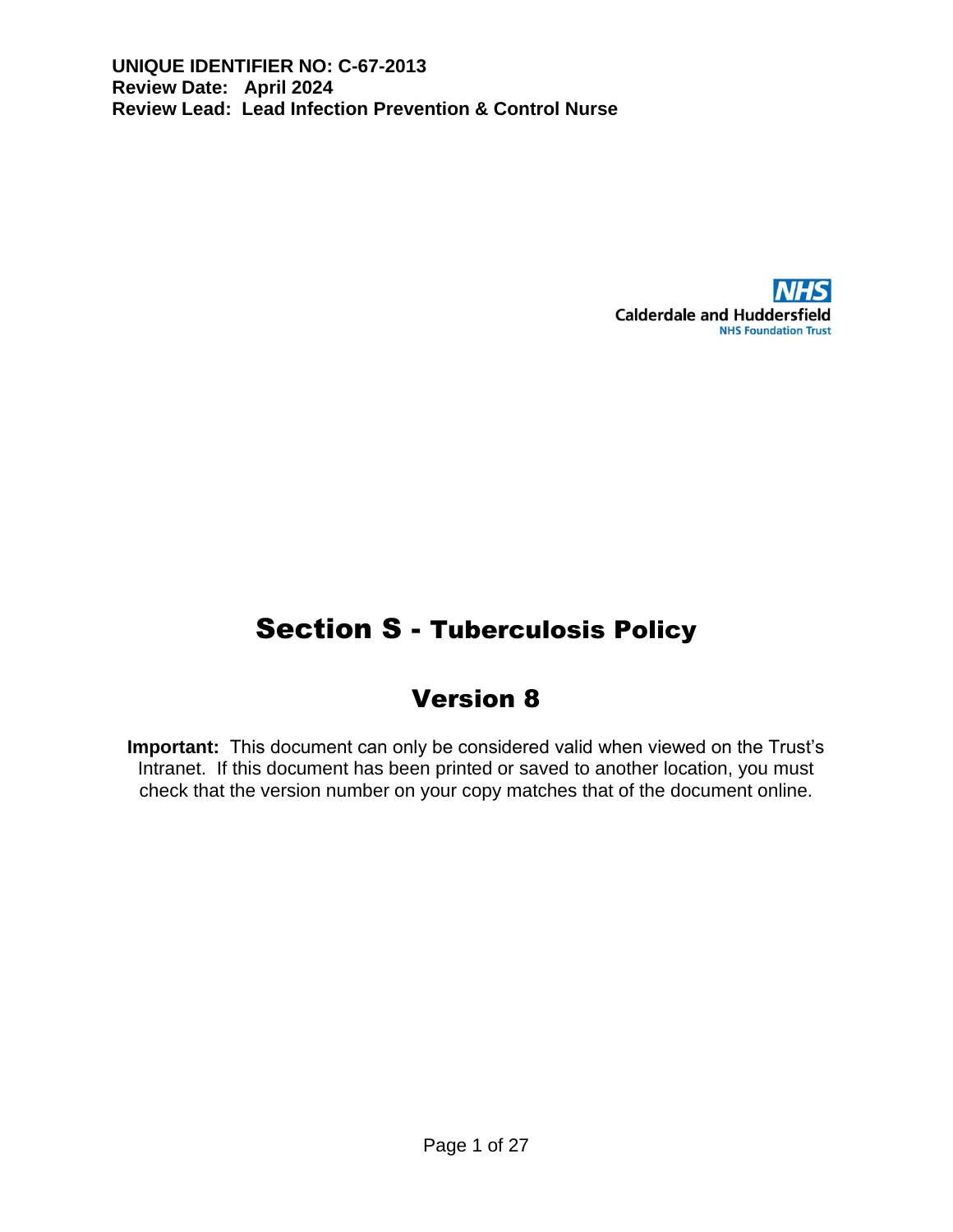**UNIQUE IDENTIFIER NO: C-67-2013**
**Review Date: April 2024**
**Review Lead: Lead Infection Prevention & Control Nurse**

NHS
Calderdale and Huddersfield
NHS Foundation Trust

# Section S - Tuberculosis Policy

## Version 8

**Important:** This document can only be considered valid when viewed on the Trust's Intranet. If this document has been printed or saved to another location, you must check that the version number on your copy matches that of the document online.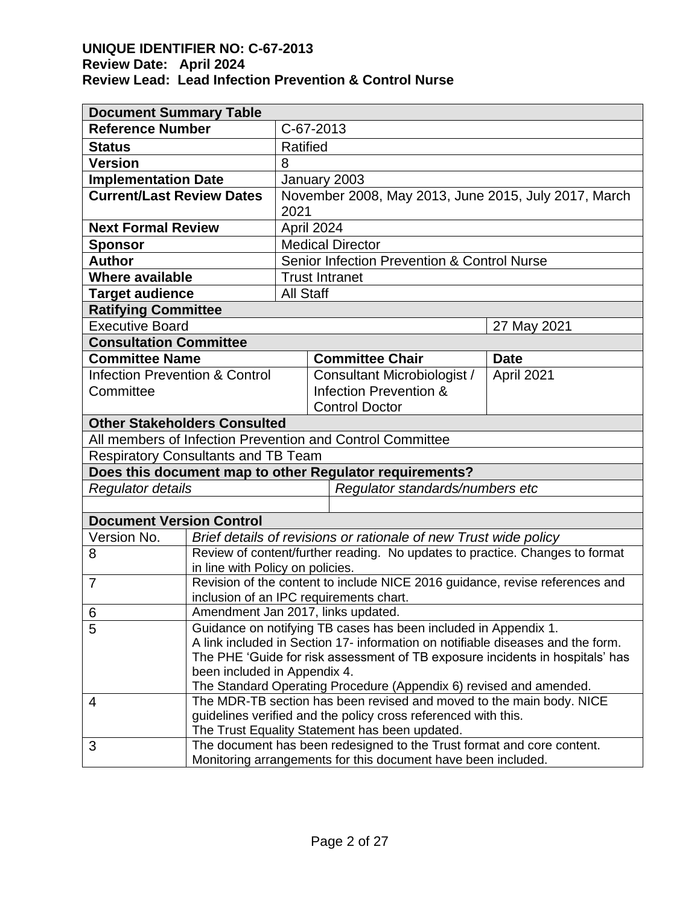**UNIQUE IDENTIFIER NO: C-67-2013**
**Review Date: April 2024**
**Review Lead: Lead Infection Prevention & Control Nurse**

| **Document Summary Table** | | | |
|---|---|---|---|
| **Reference Number** | C-67-2013 | | |
| **Status** | Ratified | | |
| **Version** | 8 | | |
| **Implementation Date** | January 2003 | | |
| **Current/Last Review Dates** | November 2008, May 2013, June 2015, July 2017, March 2021 | | |
| **Next Formal Review** | April 2024 | | |
| **Sponsor** | Medical Director | | |
| **Author** | Senior Infection Prevention & Control Nurse | | |
| **Where available** | Trust Intranet | | |
| **Target audience** | All Staff | | |
| **Ratifying Committee** | | | |
| Executive Board | | | 27 May 2021 |
| **Consultation Committee** | | | |
| **Committee Name** | | **Committee Chair** | **Date** |
| Infection Prevention & Control Committee | | Consultant Microbiologist / Infection Prevention & Control Doctor | April 2021 |
| **Other Stakeholders Consulted** | | | |
| All members of Infection Prevention and Control Committee | | | |
| Respiratory Consultants and TB Team | | | |
| **Does this document map to other Regulator requirements?** | | | |
| *Regulator details* | | *Regulator standards/numbers etc* | |
| | | | |

| **Document Version Control** | |
|---|---|
| Version No. | *Brief details of revisions or rationale of new Trust wide policy* |
| 8 | Review of content/further reading. No updates to practice. Changes to format in line with Policy on policies. |
| 7 | Revision of the content to include NICE 2016 guidance, revise references and inclusion of an IPC requirements chart. |
| 6 | Amendment Jan 2017, links updated. |
| 5 | Guidance on notifying TB cases has been included in Appendix 1.<br>A link included in Section 17- information on notifiable diseases and the form.<br>The PHE 'Guide for risk assessment of TB exposure incidents in hospitals' has been included in Appendix 4.<br>The Standard Operating Procedure (Appendix 6) revised and amended. |
| 4 | The MDR-TB section has been revised and moved to the main body. NICE guidelines verified and the policy cross referenced with this.<br>The Trust Equality Statement has been updated. |
| 3 | The document has been redesigned to the Trust format and core content. Monitoring arrangements for this document have been included. |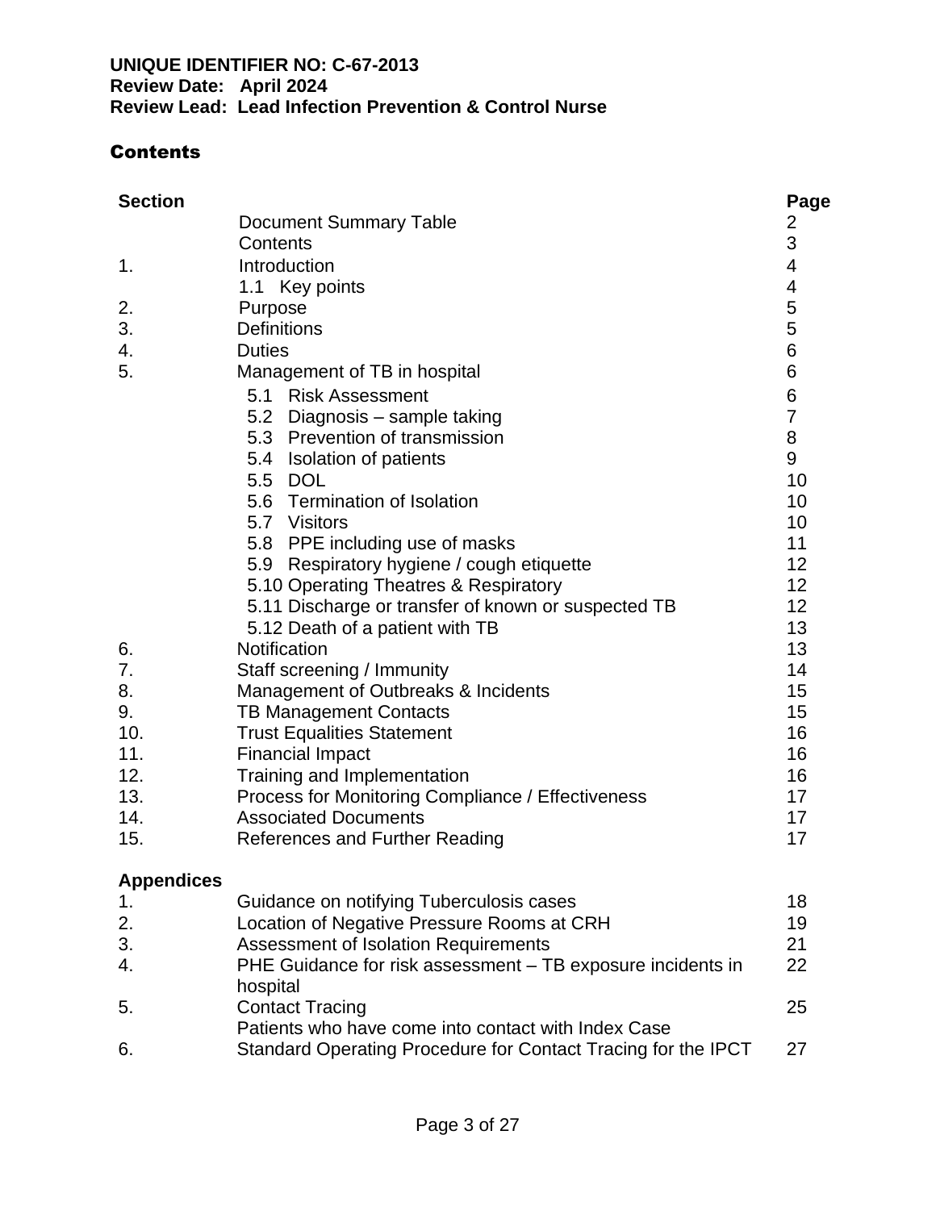**UNIQUE IDENTIFIER NO: C-67-2013**
**Review Date: April 2024**
**Review Lead: Lead Infection Prevention & Control Nurse**

## Contents

| Section | | Page |
|---|---|---|
| | Document Summary Table | 2 |
| | Contents | 3 |
| 1. | Introduction | 4 |
| | 1.1 Key points | 4 |
| 2. | Purpose | 5 |
| 3. | Definitions | 5 |
| 4. | Duties | 6 |
| 5. | Management of TB in hospital | 6 |
| | 5.1 Risk Assessment | 6 |
| | 5.2 Diagnosis – sample taking | 7 |
| | 5.3 Prevention of transmission | 8 |
| | 5.4 Isolation of patients | 9 |
| | 5.5 DOL | 10 |
| | 5.6 Termination of Isolation | 10 |
| | 5.7 Visitors | 10 |
| | 5.8 PPE including use of masks | 11 |
| | 5.9 Respiratory hygiene / cough etiquette | 12 |
| | 5.10 Operating Theatres & Respiratory | 12 |
| | 5.11 Discharge or transfer of known or suspected TB | 12 |
| | 5.12 Death of a patient with TB | 13 |
| 6. | Notification | 13 |
| 7. | Staff screening / Immunity | 14 |
| 8. | Management of Outbreaks & Incidents | 15 |
| 9. | TB Management Contacts | 15 |
| 10. | Trust Equalities Statement | 16 |
| 11. | Financial Impact | 16 |
| 12. | Training and Implementation | 16 |
| 13. | Process for Monitoring Compliance / Effectiveness | 17 |
| 14. | Associated Documents | 17 |
| 15. | References and Further Reading | 17 |
| **Appendices** | | |
| 1. | Guidance on notifying Tuberculosis cases | 18 |
| 2. | Location of Negative Pressure Rooms at CRH | 19 |
| 3. | Assessment of Isolation Requirements | 21 |
| 4. | PHE Guidance for risk assessment – TB exposure incidents in hospital | 22 |
| 5. | Contact Tracing<br>Patients who have come into contact with Index Case | 25 |
| 6. | Standard Operating Procedure for Contact Tracing for the IPCT | 27 |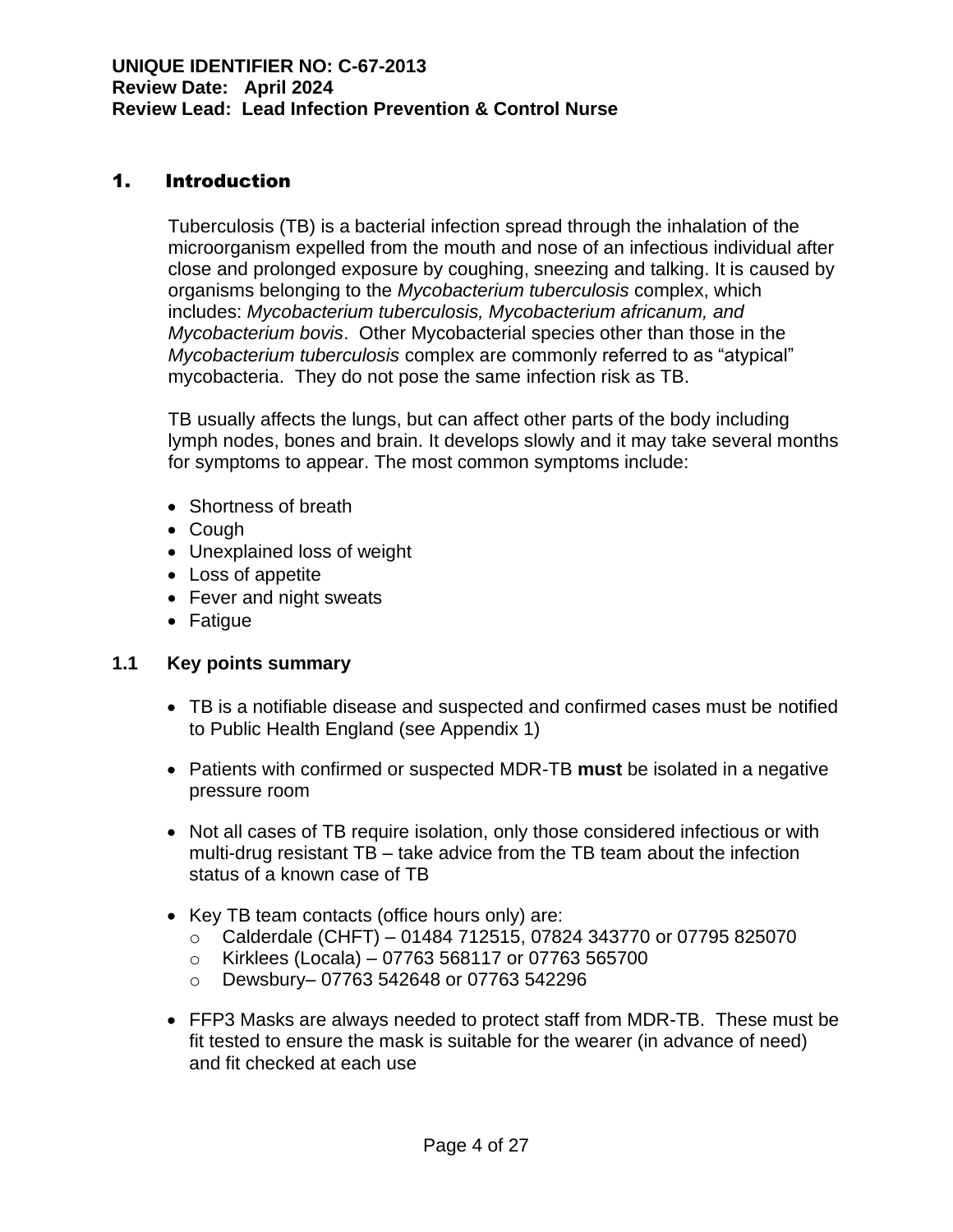**UNIQUE IDENTIFIER NO: C-67-2013**
**Review Date: April 2024**
**Review Lead: Lead Infection Prevention & Control Nurse**

## 1. Introduction

Tuberculosis (TB) is a bacterial infection spread through the inhalation of the microorganism expelled from the mouth and nose of an infectious individual after close and prolonged exposure by coughing, sneezing and talking. It is caused by organisms belonging to the *Mycobacterium tuberculosis* complex, which includes: *Mycobacterium tuberculosis, Mycobacterium africanum, and Mycobacterium bovis*. Other Mycobacterial species other than those in the *Mycobacterium tuberculosis* complex are commonly referred to as "atypical" mycobacteria. They do not pose the same infection risk as TB.

TB usually affects the lungs, but can affect other parts of the body including lymph nodes, bones and brain. It develops slowly and it may take several months for symptoms to appear. The most common symptoms include:

- Shortness of breath
- Cough
- Unexplained loss of weight
- Loss of appetite
- Fever and night sweats
- Fatigue

### 1.1 Key points summary

- TB is a notifiable disease and suspected and confirmed cases must be notified to Public Health England (see Appendix 1)

- Patients with confirmed or suspected MDR-TB **must** be isolated in a negative pressure room

- Not all cases of TB require isolation, only those considered infectious or with multi-drug resistant TB – take advice from the TB team about the infection status of a known case of TB

- Key TB team contacts (office hours only) are:
  - Calderdale (CHFT) – 01484 712515, 07824 343770 or 07795 825070
  - Kirklees (Locala) – 07763 568117 or 07763 565700
  - Dewsbury– 07763 542648 or 07763 542296

- FFP3 Masks are always needed to protect staff from MDR-TB. These must be fit tested to ensure the mask is suitable for the wearer (in advance of need) and fit checked at each use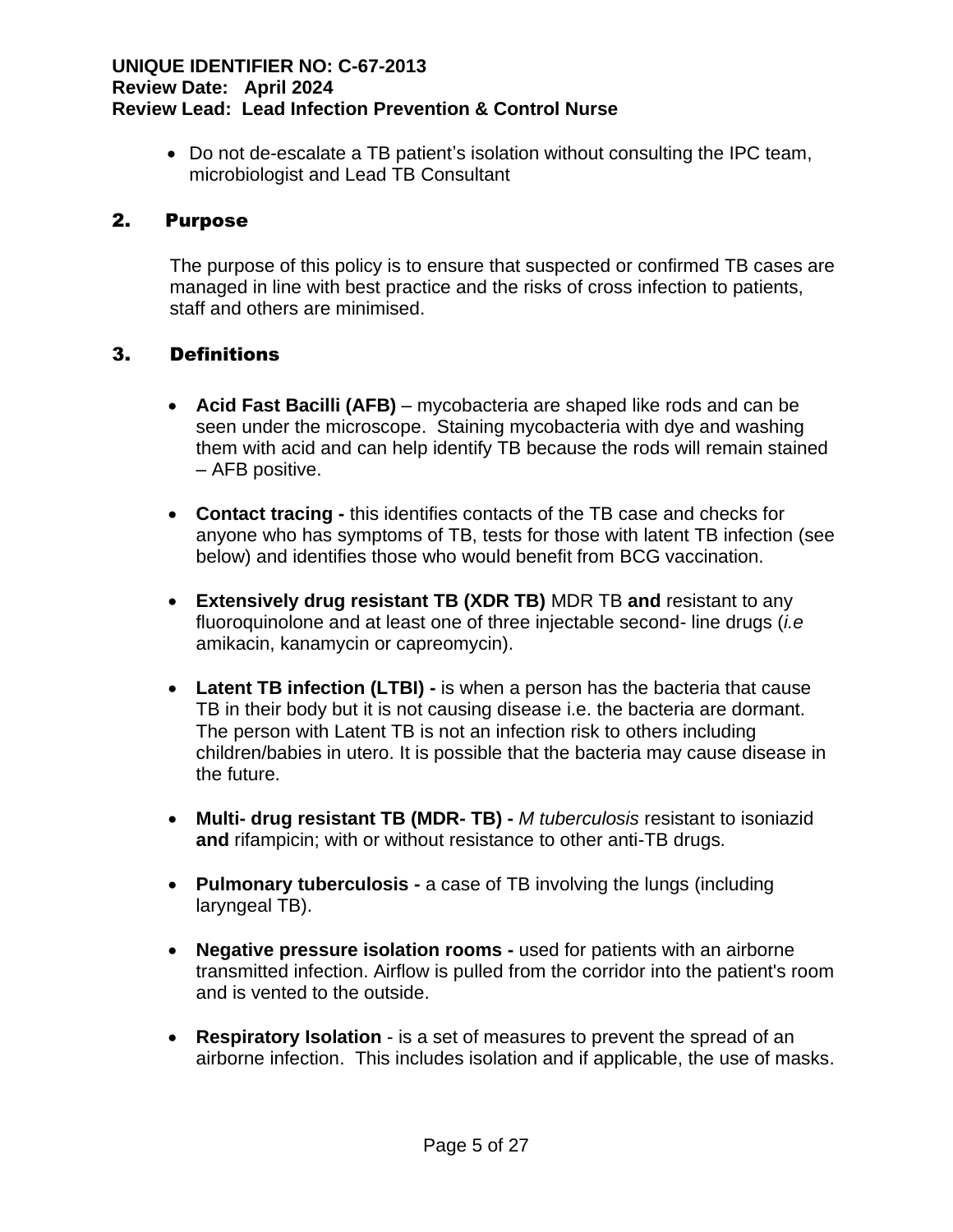- Do not de-escalate a TB patient's isolation without consulting the IPC team, microbiologist and Lead TB Consultant

## 2. Purpose

The purpose of this policy is to ensure that suspected or confirmed TB cases are managed in line with best practice and the risks of cross infection to patients, staff and others are minimised.

## 3. Definitions

- **Acid Fast Bacilli (AFB)** – mycobacteria are shaped like rods and can be seen under the microscope. Staining mycobacteria with dye and washing them with acid and can help identify TB because the rods will remain stained – AFB positive.

- **Contact tracing -** this identifies contacts of the TB case and checks for anyone who has symptoms of TB, tests for those with latent TB infection (see below) and identifies those who would benefit from BCG vaccination.

- **Extensively drug resistant TB (XDR TB)** MDR TB **and** resistant to any fluoroquinolone and at least one of three injectable second- line drugs (*i.e* amikacin, kanamycin or capreomycin).

- **Latent TB infection (LTBI) -** is when a person has the bacteria that cause TB in their body but it is not causing disease i.e. the bacteria are dormant. The person with Latent TB is not an infection risk to others including children/babies in utero. It is possible that the bacteria may cause disease in the future.

- **Multi- drug resistant TB (MDR- TB) -** *M tuberculosis* resistant to isoniazid **and** rifampicin; with or without resistance to other anti-TB drugs.

- **Pulmonary tuberculosis -** a case of TB involving the lungs (including laryngeal TB).

- **Negative pressure isolation rooms -** used for patients with an airborne transmitted infection. Airflow is pulled from the corridor into the patient's room and is vented to the outside.

- **Respiratory Isolation** - is a set of measures to prevent the spread of an airborne infection. This includes isolation and if applicable, the use of masks.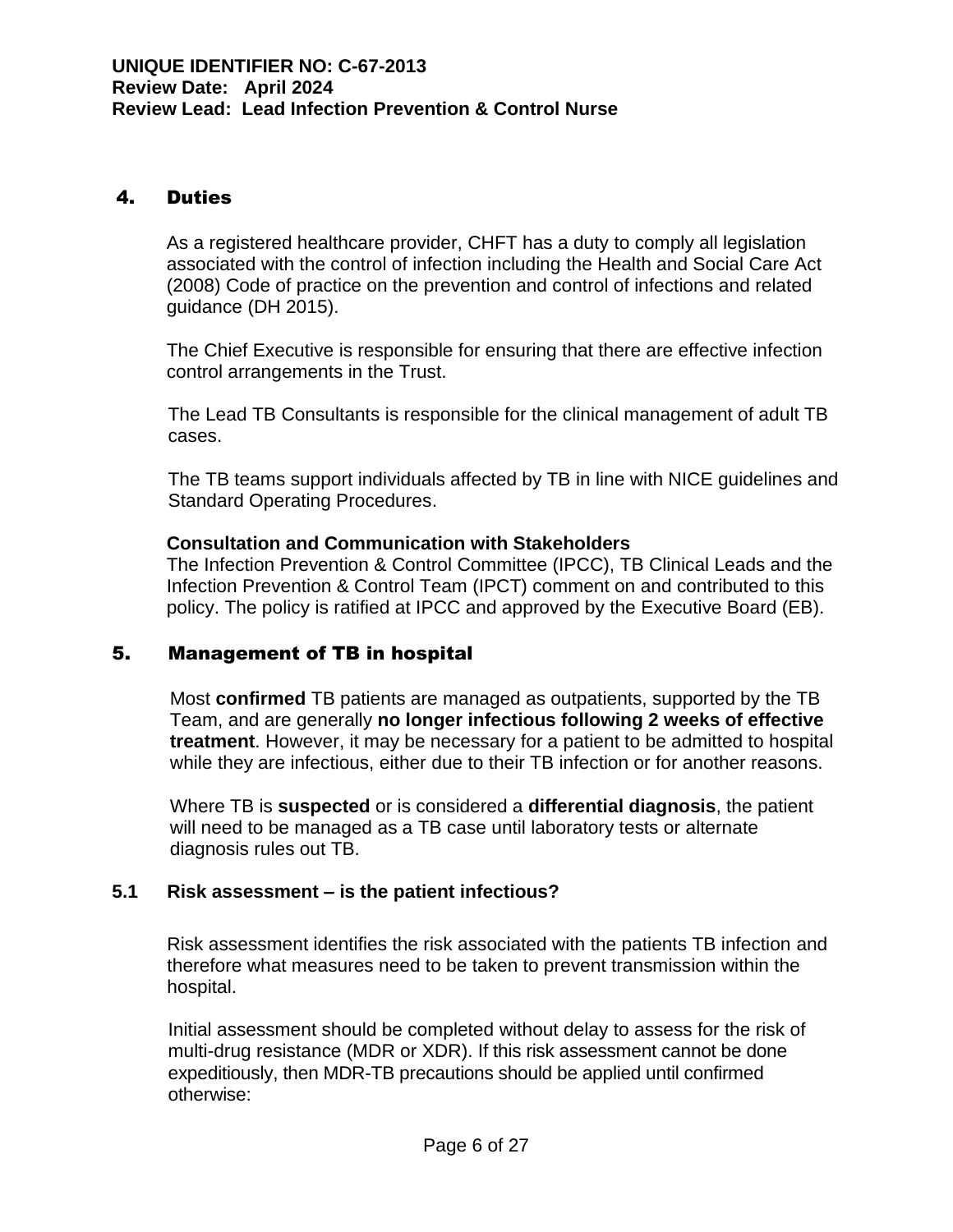## 4. Duties

As a registered healthcare provider, CHFT has a duty to comply all legislation associated with the control of infection including the Health and Social Care Act (2008) Code of practice on the prevention and control of infections and related guidance (DH 2015).

The Chief Executive is responsible for ensuring that there are effective infection control arrangements in the Trust.

The Lead TB Consultants is responsible for the clinical management of adult TB cases.

The TB teams support individuals affected by TB in line with NICE guidelines and Standard Operating Procedures.

**Consultation and Communication with Stakeholders**
The Infection Prevention & Control Committee (IPCC), TB Clinical Leads and the Infection Prevention & Control Team (IPCT) comment on and contributed to this policy. The policy is ratified at IPCC and approved by the Executive Board (EB).

## 5. Management of TB in hospital

Most **confirmed** TB patients are managed as outpatients, supported by the TB Team, and are generally **no longer infectious following 2 weeks of effective treatment**. However, it may be necessary for a patient to be admitted to hospital while they are infectious, either due to their TB infection or for another reasons.

Where TB is **suspected** or is considered a **differential diagnosis**, the patient will need to be managed as a TB case until laboratory tests or alternate diagnosis rules out TB.

### 5.1 Risk assessment – is the patient infectious?

Risk assessment identifies the risk associated with the patients TB infection and therefore what measures need to be taken to prevent transmission within the hospital.

Initial assessment should be completed without delay to assess for the risk of multi-drug resistance (MDR or XDR). If this risk assessment cannot be done expeditiously, then MDR-TB precautions should be applied until confirmed otherwise: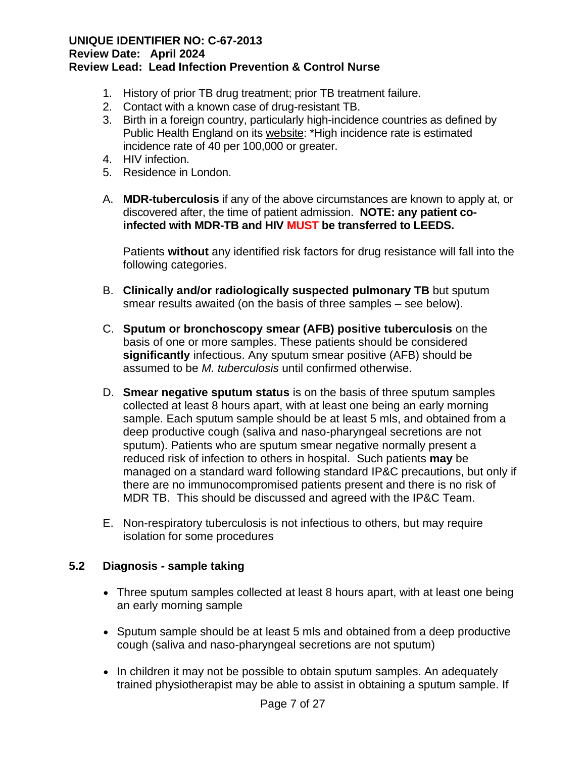1. History of prior TB drug treatment; prior TB treatment failure.
2. Contact with a known case of drug-resistant TB.
3. Birth in a foreign country, particularly high-incidence countries as defined by Public Health England on its website: *High incidence rate is estimated incidence rate of 40 per 100,000 or greater.
4. HIV infection.
5. Residence in London.

A. **MDR-tuberculosis** if any of the above circumstances are known to apply at, or discovered after, the time of patient admission. **NOTE: any patient co-infected with MDR-TB and HIV MUST be transferred to LEEDS.**

   Patients **without** any identified risk factors for drug resistance will fall into the following categories.

B. **Clinically and/or radiologically suspected pulmonary TB** but sputum smear results awaited (on the basis of three samples – see below).

C. **Sputum or bronchoscopy smear (AFB) positive tuberculosis** on the basis of one or more samples. These patients should be considered **significantly** infectious. Any sputum smear positive (AFB) should be assumed to be *M. tuberculosis* until confirmed otherwise.

D. **Smear negative sputum status** is on the basis of three sputum samples collected at least 8 hours apart, with at least one being an early morning sample. Each sputum sample should be at least 5 mls, and obtained from a deep productive cough (saliva and naso-pharyngeal secretions are not sputum). Patients who are sputum smear negative normally present a reduced risk of infection to others in hospital. Such patients **may** be managed on a standard ward following standard IP&C precautions, but only if there are no immunocompromised patients present and there is no risk of MDR TB. This should be discussed and agreed with the IP&C Team.

E. Non-respiratory tuberculosis is not infectious to others, but may require isolation for some procedures

## 5.2 Diagnosis - sample taking

- Three sputum samples collected at least 8 hours apart, with at least one being an early morning sample
- Sputum sample should be at least 5 mls and obtained from a deep productive cough (saliva and naso-pharyngeal secretions are not sputum)
- In children it may not be possible to obtain sputum samples. An adequately trained physiotherapist may be able to assist in obtaining a sputum sample. If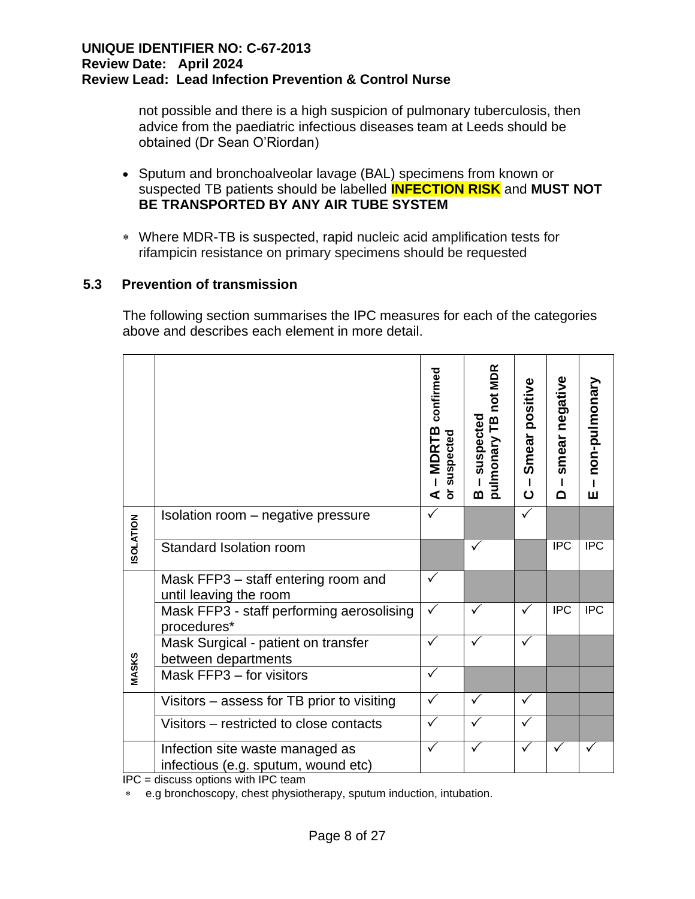not possible and there is a high suspicion of pulmonary tuberculosis, then advice from the paediatric infectious diseases team at Leeds should be obtained (Dr Sean O'Riordan)

- Sputum and bronchoalveolar lavage (BAL) specimens from known or suspected TB patients should be labelled **INFECTION RISK** and **MUST NOT BE TRANSPORTED BY ANY AIR TUBE SYSTEM**

* Where MDR-TB is suspected, rapid nucleic acid amplification tests for rifampicin resistance on primary specimens should be requested

### 5.3 Prevention of transmission

The following section summarises the IPC measures for each of the categories above and describes each element in more detail.

| | | **A – MDRTB** confirmed or suspected | **B –** suspected pulmonary TB not MDR | **C – Smear positive** | **D – smear negative** | **E – non-pulmonary** |
|---|---|---|---|---|---|---|
| **ISOLATION** | Isolation room – negative pressure | ✓ | | ✓ | | |
| | Standard Isolation room | | ✓ | | IPC | IPC |
| **MASKS** | Mask FFP3 – staff entering room and until leaving the room | ✓ | | | | |
| | Mask FFP3 - staff performing aerosolising procedures* | ✓ | ✓ | ✓ | IPC | IPC |
| | Mask Surgical - patient on transfer between departments | ✓ | ✓ | ✓ | | |
| | Mask FFP3 – for visitors | ✓ | | | | |
| | Visitors – assess for TB prior to visiting | ✓ | ✓ | ✓ | | |
| | Visitors – restricted to close contacts | ✓ | ✓ | ✓ | | |
| | Infection site waste managed as infectious (e.g. sputum, wound etc) | ✓ | ✓ | ✓ | ✓ | ✓ |

IPC = discuss options with IPC team

* e.g bronchoscopy, chest physiotherapy, sputum induction, intubation.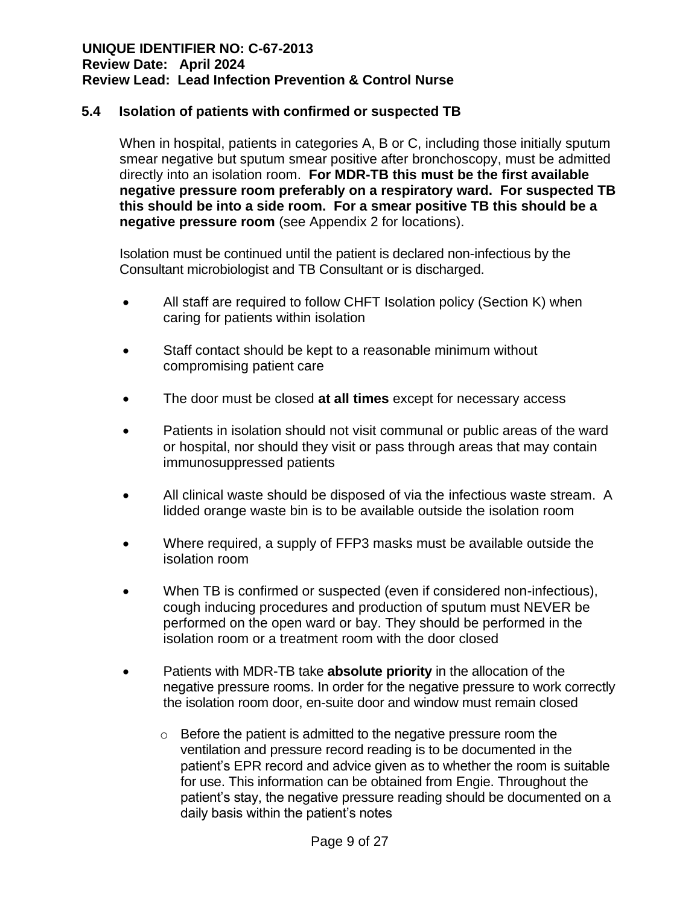### 5.4 Isolation of patients with confirmed or suspected TB

When in hospital, patients in categories A, B or C, including those initially sputum smear negative but sputum smear positive after bronchoscopy, must be admitted directly into an isolation room. **For MDR-TB this must be the first available negative pressure room preferably on a respiratory ward. For suspected TB this should be into a side room. For a smear positive TB this should be a negative pressure room** (see Appendix 2 for locations).

Isolation must be continued until the patient is declared non-infectious by the Consultant microbiologist and TB Consultant or is discharged.

- All staff are required to follow CHFT Isolation policy (Section K) when caring for patients within isolation
- Staff contact should be kept to a reasonable minimum without compromising patient care
- The door must be closed **at all times** except for necessary access
- Patients in isolation should not visit communal or public areas of the ward or hospital, nor should they visit or pass through areas that may contain immunosuppressed patients
- All clinical waste should be disposed of via the infectious waste stream. A lidded orange waste bin is to be available outside the isolation room
- Where required, a supply of FFP3 masks must be available outside the isolation room
- When TB is confirmed or suspected (even if considered non-infectious), cough inducing procedures and production of sputum must NEVER be performed on the open ward or bay. They should be performed in the isolation room or a treatment room with the door closed
- Patients with MDR-TB take **absolute priority** in the allocation of the negative pressure rooms. In order for the negative pressure to work correctly the isolation room door, en-suite door and window must remain closed
  - Before the patient is admitted to the negative pressure room the ventilation and pressure record reading is to be documented in the patient's EPR record and advice given as to whether the room is suitable for use. This information can be obtained from Engie. Throughout the patient's stay, the negative pressure reading should be documented on a daily basis within the patient's notes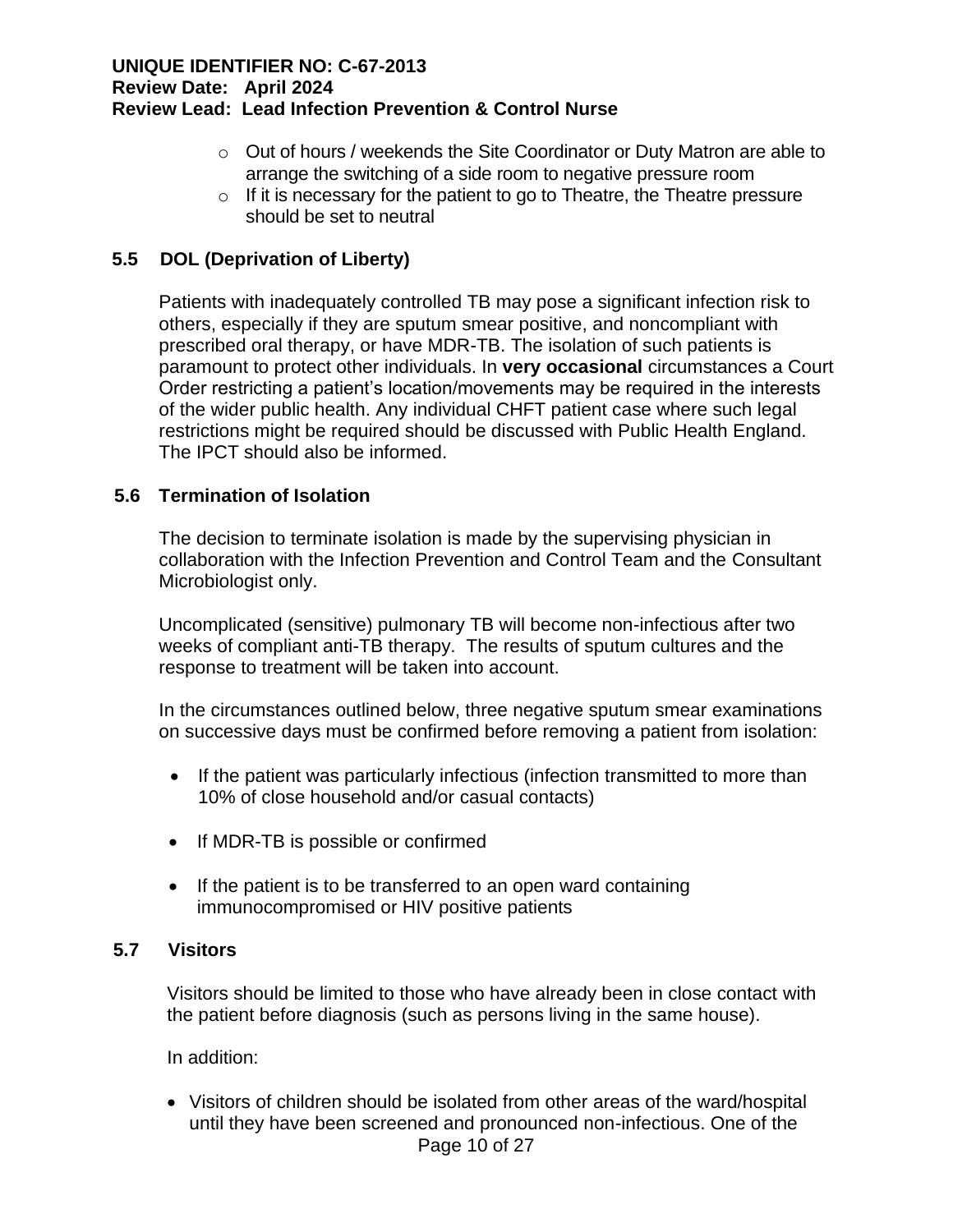- Out of hours / weekends the Site Coordinator or Duty Matron are able to arrange the switching of a side room to negative pressure room
- If it is necessary for the patient to go to Theatre, the Theatre pressure should be set to neutral

### 5.5 DOL (Deprivation of Liberty)

Patients with inadequately controlled TB may pose a significant infection risk to others, especially if they are sputum smear positive, and noncompliant with prescribed oral therapy, or have MDR-TB. The isolation of such patients is paramount to protect other individuals. In **very occasional** circumstances a Court Order restricting a patient's location/movements may be required in the interests of the wider public health. Any individual CHFT patient case where such legal restrictions might be required should be discussed with Public Health England. The IPCT should also be informed.

### 5.6 Termination of Isolation

The decision to terminate isolation is made by the supervising physician in collaboration with the Infection Prevention and Control Team and the Consultant Microbiologist only.

Uncomplicated (sensitive) pulmonary TB will become non-infectious after two weeks of compliant anti-TB therapy. The results of sputum cultures and the response to treatment will be taken into account.

In the circumstances outlined below, three negative sputum smear examinations on successive days must be confirmed before removing a patient from isolation:

- If the patient was particularly infectious (infection transmitted to more than 10% of close household and/or casual contacts)
- If MDR-TB is possible or confirmed
- If the patient is to be transferred to an open ward containing immunocompromised or HIV positive patients

### 5.7 Visitors

Visitors should be limited to those who have already been in close contact with the patient before diagnosis (such as persons living in the same house).

In addition:

- Visitors of children should be isolated from other areas of the ward/hospital until they have been screened and pronounced non-infectious. One of the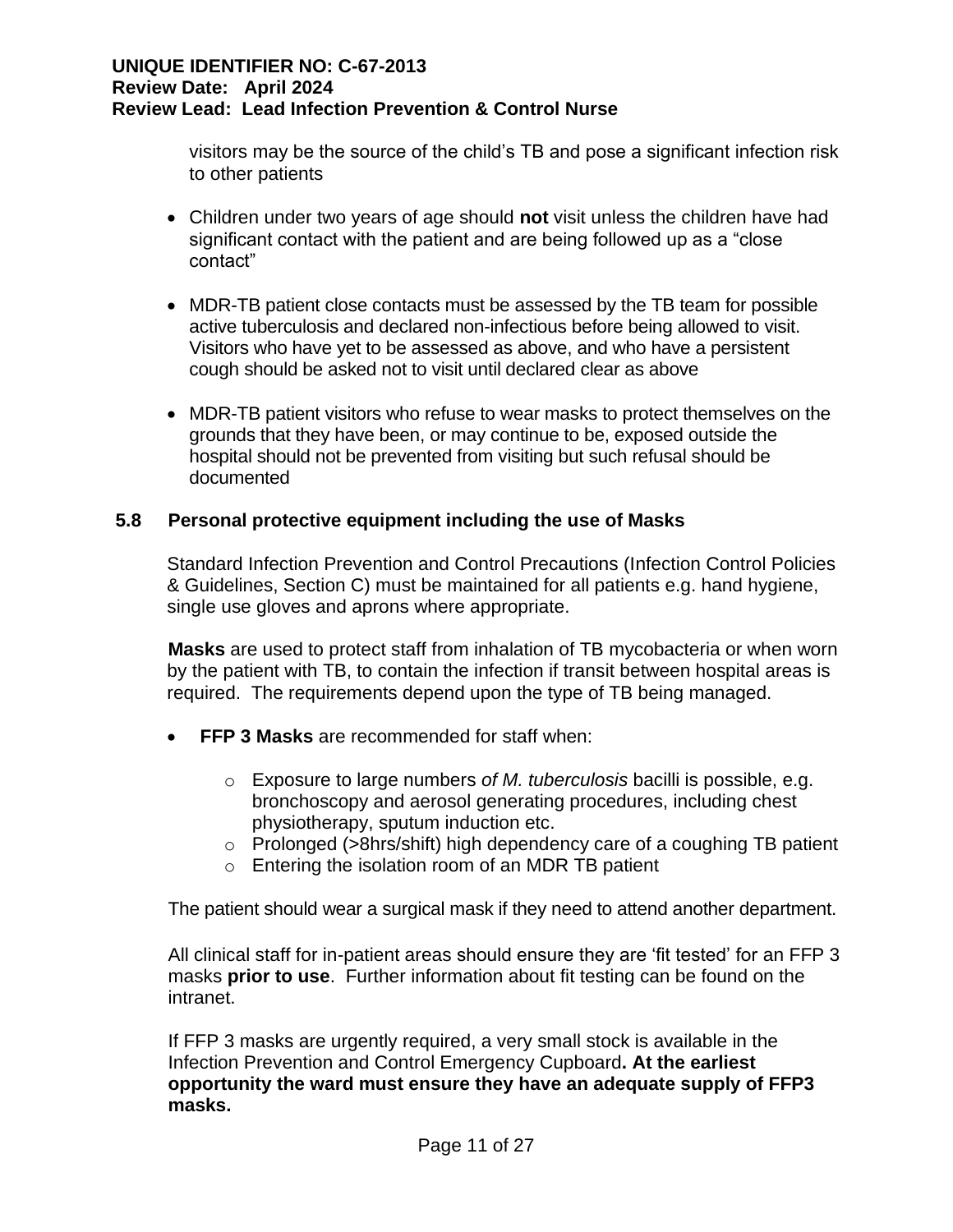visitors may be the source of the child's TB and pose a significant infection risk to other patients

- Children under two years of age should **not** visit unless the children have had significant contact with the patient and are being followed up as a "close contact"

- MDR-TB patient close contacts must be assessed by the TB team for possible active tuberculosis and declared non-infectious before being allowed to visit. Visitors who have yet to be assessed as above, and who have a persistent cough should be asked not to visit until declared clear as above

- MDR-TB patient visitors who refuse to wear masks to protect themselves on the grounds that they have been, or may continue to be, exposed outside the hospital should not be prevented from visiting but such refusal should be documented

### 5.8 Personal protective equipment including the use of Masks

Standard Infection Prevention and Control Precautions (Infection Control Policies & Guidelines, Section C) must be maintained for all patients e.g. hand hygiene, single use gloves and aprons where appropriate.

**Masks** are used to protect staff from inhalation of TB mycobacteria or when worn by the patient with TB, to contain the infection if transit between hospital areas is required. The requirements depend upon the type of TB being managed.

- **FFP 3 Masks** are recommended for staff when:
    - Exposure to large numbers *of M. tuberculosis* bacilli is possible, e.g. bronchoscopy and aerosol generating procedures, including chest physiotherapy, sputum induction etc.
    - Prolonged (>8hrs/shift) high dependency care of a coughing TB patient
    - Entering the isolation room of an MDR TB patient

The patient should wear a surgical mask if they need to attend another department.

All clinical staff for in-patient areas should ensure they are 'fit tested' for an FFP 3 masks **prior to use**. Further information about fit testing can be found on the intranet.

If FFP 3 masks are urgently required, a very small stock is available in the Infection Prevention and Control Emergency Cupboard**. At the earliest opportunity the ward must ensure they have an adequate supply of FFP3 masks.**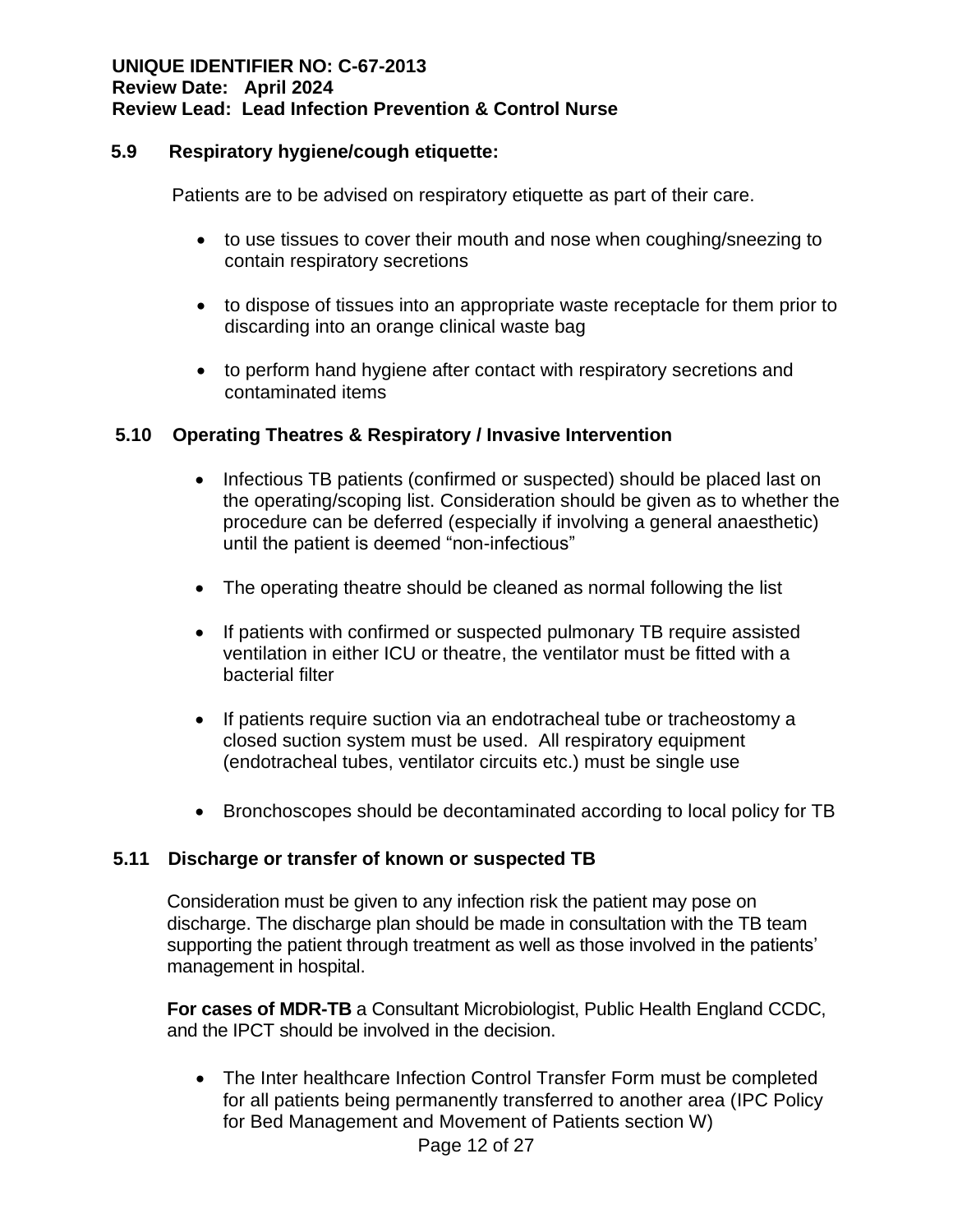### 5.9 Respiratory hygiene/cough etiquette:

Patients are to be advised on respiratory etiquette as part of their care.

- to use tissues to cover their mouth and nose when coughing/sneezing to contain respiratory secretions
- to dispose of tissues into an appropriate waste receptacle for them prior to discarding into an orange clinical waste bag
- to perform hand hygiene after contact with respiratory secretions and contaminated items

### 5.10 Operating Theatres & Respiratory / Invasive Intervention

- Infectious TB patients (confirmed or suspected) should be placed last on the operating/scoping list. Consideration should be given as to whether the procedure can be deferred (especially if involving a general anaesthetic) until the patient is deemed "non-infectious"
- The operating theatre should be cleaned as normal following the list
- If patients with confirmed or suspected pulmonary TB require assisted ventilation in either ICU or theatre, the ventilator must be fitted with a bacterial filter
- If patients require suction via an endotracheal tube or tracheostomy a closed suction system must be used. All respiratory equipment (endotracheal tubes, ventilator circuits etc.) must be single use
- Bronchoscopes should be decontaminated according to local policy for TB

### 5.11 Discharge or transfer of known or suspected TB

Consideration must be given to any infection risk the patient may pose on discharge. The discharge plan should be made in consultation with the TB team supporting the patient through treatment as well as those involved in the patients' management in hospital.

**For cases of MDR-TB** a Consultant Microbiologist, Public Health England CCDC, and the IPCT should be involved in the decision.

- The Inter healthcare Infection Control Transfer Form must be completed for all patients being permanently transferred to another area (IPC Policy for Bed Management and Movement of Patients section W)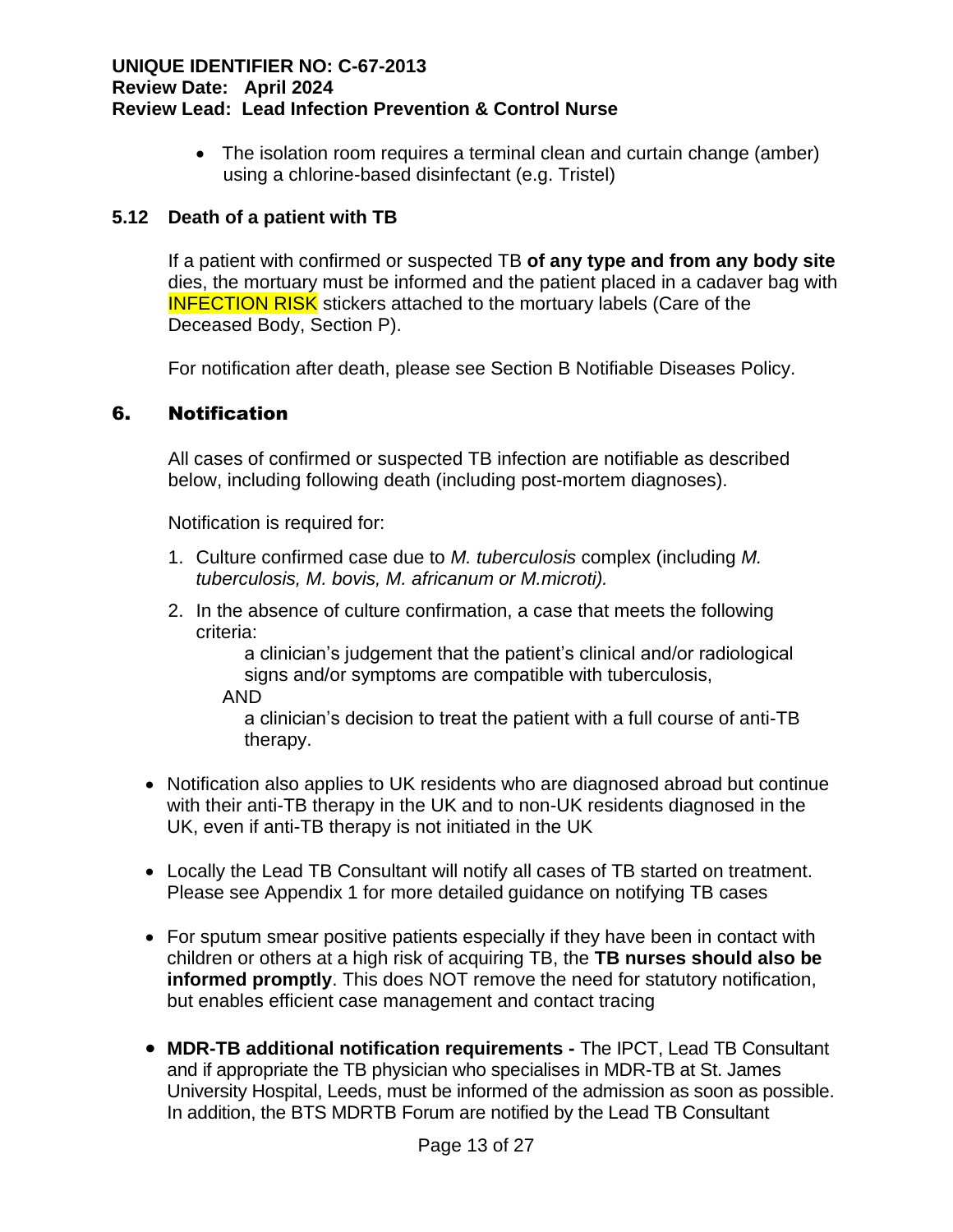- The isolation room requires a terminal clean and curtain change (amber) using a chlorine-based disinfectant (e.g. Tristel)

### 5.12 Death of a patient with TB

If a patient with confirmed or suspected TB **of any type and from any body site** dies, the mortuary must be informed and the patient placed in a cadaver bag with INFECTION RISK stickers attached to the mortuary labels (Care of the Deceased Body, Section P).

For notification after death, please see Section B Notifiable Diseases Policy.

## 6. Notification

All cases of confirmed or suspected TB infection are notifiable as described below, including following death (including post-mortem diagnoses).

Notification is required for:

1. Culture confirmed case due to *M. tuberculosis* complex (including *M. tuberculosis, M. bovis, M. africanum or M.microti).*
2. In the absence of culture confirmation, a case that meets the following criteria:

   a clinician's judgement that the patient's clinical and/or radiological signs and/or symptoms are compatible with tuberculosis,

   AND

   a clinician's decision to treat the patient with a full course of anti-TB therapy.

- Notification also applies to UK residents who are diagnosed abroad but continue with their anti-TB therapy in the UK and to non-UK residents diagnosed in the UK, even if anti-TB therapy is not initiated in the UK
- Locally the Lead TB Consultant will notify all cases of TB started on treatment. Please see Appendix 1 for more detailed guidance on notifying TB cases
- For sputum smear positive patients especially if they have been in contact with children or others at a high risk of acquiring TB, the **TB nurses should also be informed promptly**. This does NOT remove the need for statutory notification, but enables efficient case management and contact tracing
- **MDR-TB additional notification requirements -** The IPCT, Lead TB Consultant and if appropriate the TB physician who specialises in MDR-TB at St. James University Hospital, Leeds, must be informed of the admission as soon as possible. In addition, the BTS MDRTB Forum are notified by the Lead TB Consultant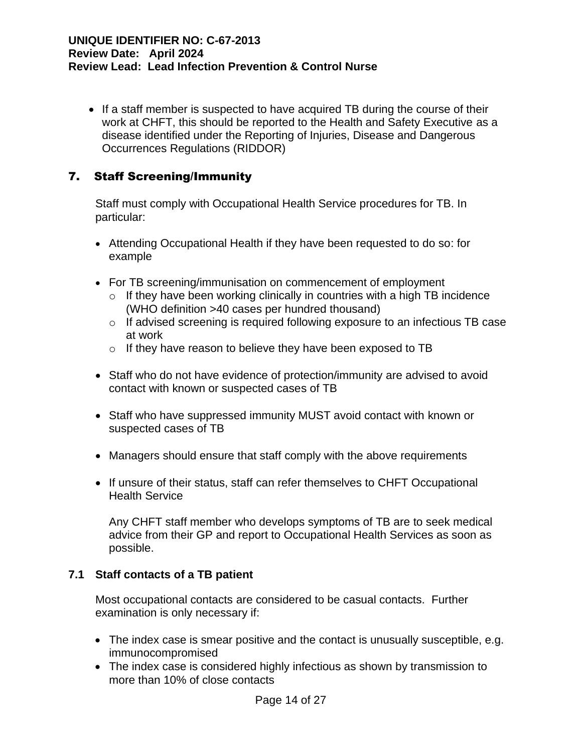- If a staff member is suspected to have acquired TB during the course of their work at CHFT, this should be reported to the Health and Safety Executive as a disease identified under the Reporting of Injuries, Disease and Dangerous Occurrences Regulations (RIDDOR)

## 7. Staff Screening/Immunity

Staff must comply with Occupational Health Service procedures for TB. In particular:

- Attending Occupational Health if they have been requested to do so: for example

- For TB screening/immunisation on commencement of employment
  - If they have been working clinically in countries with a high TB incidence (WHO definition >40 cases per hundred thousand)
  - If advised screening is required following exposure to an infectious TB case at work
  - If they have reason to believe they have been exposed to TB

- Staff who do not have evidence of protection/immunity are advised to avoid contact with known or suspected cases of TB

- Staff who have suppressed immunity MUST avoid contact with known or suspected cases of TB

- Managers should ensure that staff comply with the above requirements

- If unsure of their status, staff can refer themselves to CHFT Occupational Health Service

  Any CHFT staff member who develops symptoms of TB are to seek medical advice from their GP and report to Occupational Health Services as soon as possible.

### 7.1 Staff contacts of a TB patient

Most occupational contacts are considered to be casual contacts. Further examination is only necessary if:

- The index case is smear positive and the contact is unusually susceptible, e.g. immunocompromised
- The index case is considered highly infectious as shown by transmission to more than 10% of close contacts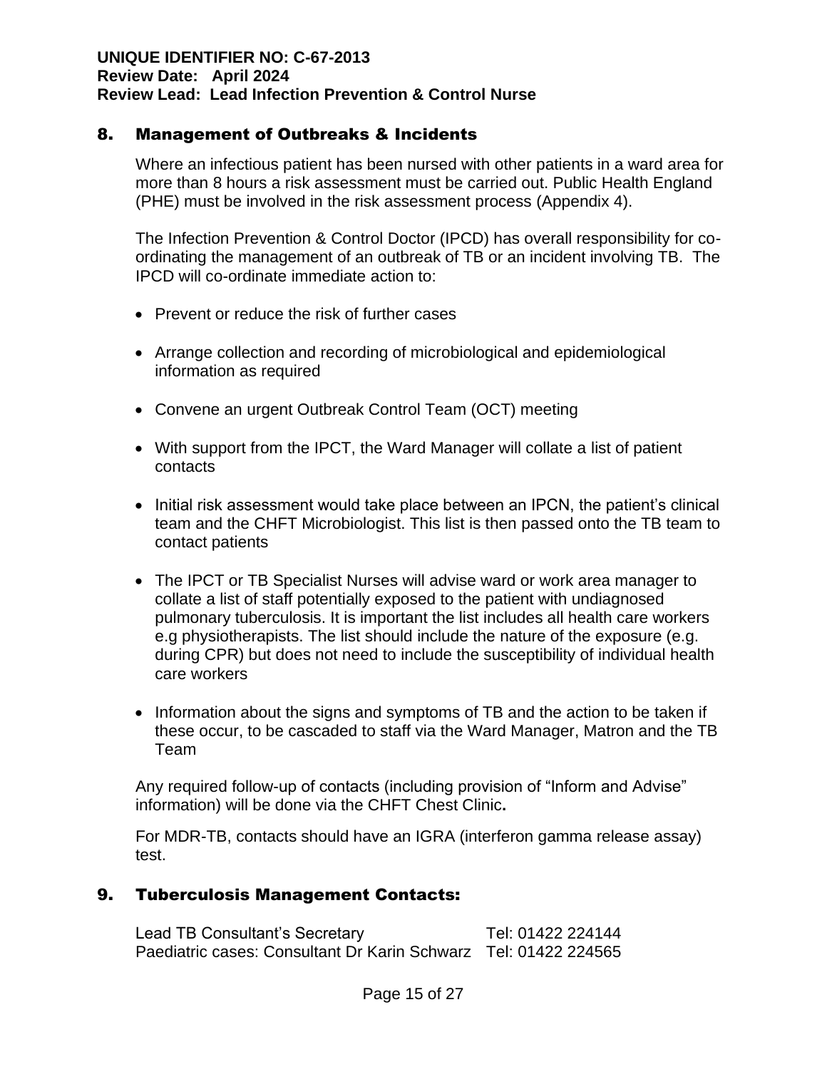## 8. Management of Outbreaks & Incidents

Where an infectious patient has been nursed with other patients in a ward area for more than 8 hours a risk assessment must be carried out. Public Health England (PHE) must be involved in the risk assessment process (Appendix 4).

The Infection Prevention & Control Doctor (IPCD) has overall responsibility for co-ordinating the management of an outbreak of TB or an incident involving TB. The IPCD will co-ordinate immediate action to:

- Prevent or reduce the risk of further cases
- Arrange collection and recording of microbiological and epidemiological information as required
- Convene an urgent Outbreak Control Team (OCT) meeting
- With support from the IPCT, the Ward Manager will collate a list of patient contacts
- Initial risk assessment would take place between an IPCN, the patient's clinical team and the CHFT Microbiologist. This list is then passed onto the TB team to contact patients
- The IPCT or TB Specialist Nurses will advise ward or work area manager to collate a list of staff potentially exposed to the patient with undiagnosed pulmonary tuberculosis. It is important the list includes all health care workers e.g physiotherapists. The list should include the nature of the exposure (e.g. during CPR) but does not need to include the susceptibility of individual health care workers
- Information about the signs and symptoms of TB and the action to be taken if these occur, to be cascaded to staff via the Ward Manager, Matron and the TB Team

Any required follow-up of contacts (including provision of "Inform and Advise" information) will be done via the CHFT Chest Clinic**.**

For MDR-TB, contacts should have an IGRA (interferon gamma release assay) test.

## 9. Tuberculosis Management Contacts:

| | |
|---|---|
| Lead TB Consultant's Secretary | Tel: 01422 224144 |
| Paediatric cases: Consultant Dr Karin Schwarz | Tel: 01422 224565 |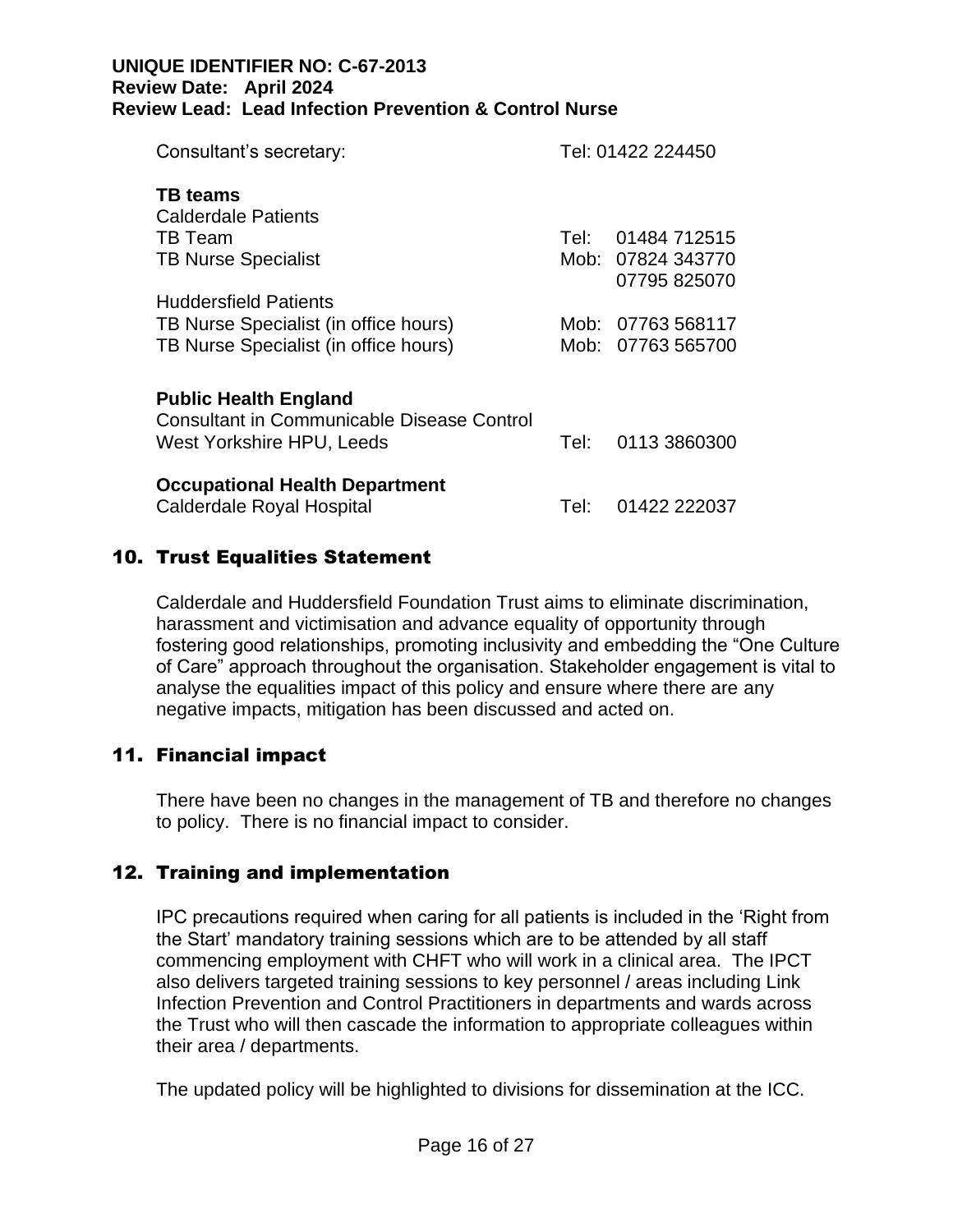Consultant's secretary: Tel: 01422 224450

**TB teams**

| | |
|---|---|
| Calderdale Patients | |
| TB Team | Tel: 01484 712515 |
| TB Nurse Specialist | Mob: 07824 343770 |
| | 07795 825070 |
| Huddersfield Patients | |
| TB Nurse Specialist (in office hours) | Mob: 07763 568117 |
| TB Nurse Specialist (in office hours) | Mob: 07763 565700 |

**Public Health England**
Consultant in Communicable Disease Control
West Yorkshire HPU, Leeds Tel: 0113 3860300

**Occupational Health Department**
Calderdale Royal Hospital Tel: 01422 222037

## 10. Trust Equalities Statement

Calderdale and Huddersfield Foundation Trust aims to eliminate discrimination, harassment and victimisation and advance equality of opportunity through fostering good relationships, promoting inclusivity and embedding the "One Culture of Care" approach throughout the organisation. Stakeholder engagement is vital to analyse the equalities impact of this policy and ensure where there are any negative impacts, mitigation has been discussed and acted on.

## 11. Financial impact

There have been no changes in the management of TB and therefore no changes to policy. There is no financial impact to consider.

## 12. Training and implementation

IPC precautions required when caring for all patients is included in the 'Right from the Start' mandatory training sessions which are to be attended by all staff commencing employment with CHFT who will work in a clinical area. The IPCT also delivers targeted training sessions to key personnel / areas including Link Infection Prevention and Control Practitioners in departments and wards across the Trust who will then cascade the information to appropriate colleagues within their area / departments.

The updated policy will be highlighted to divisions for dissemination at the ICC.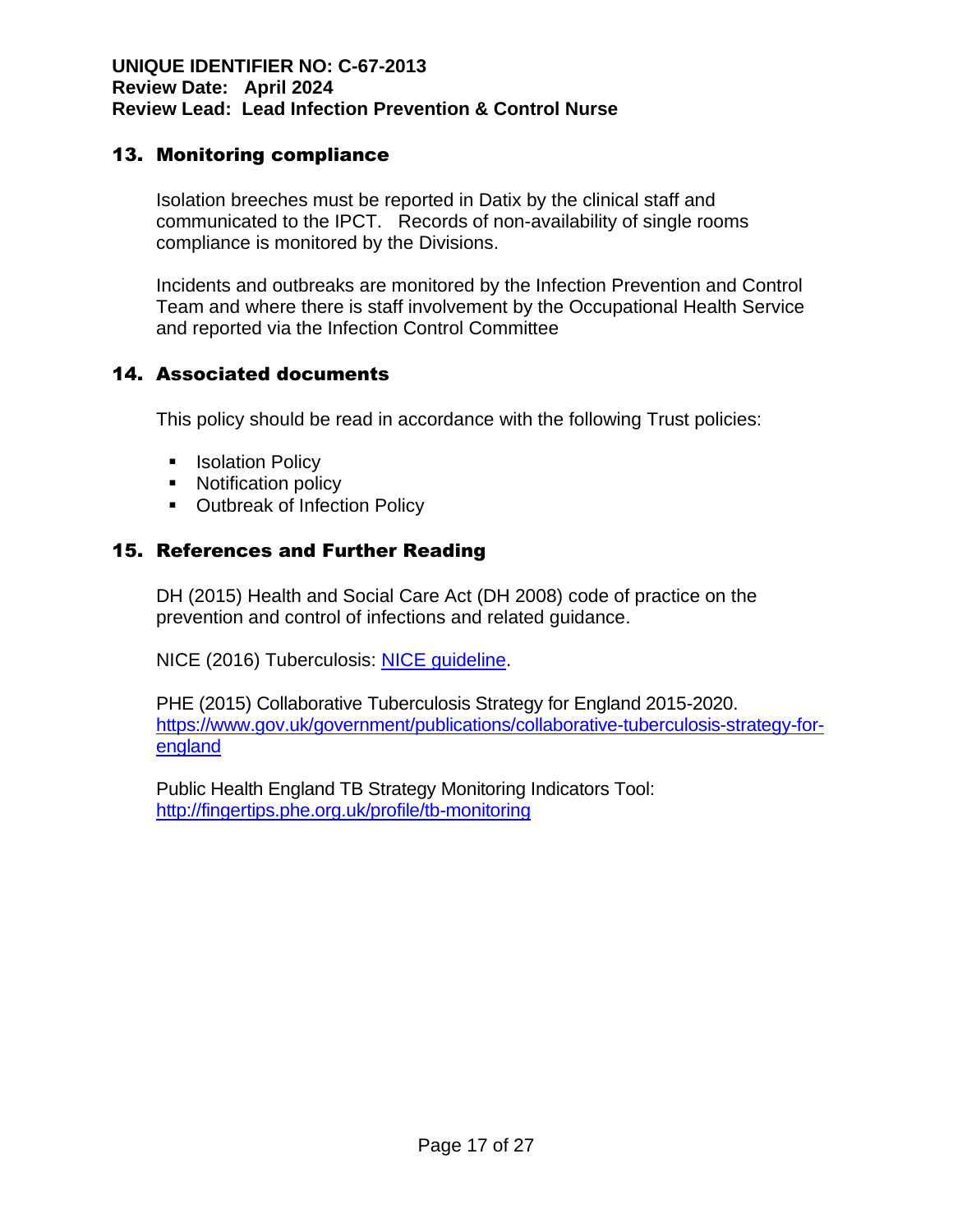## 13. Monitoring compliance

Isolation breeches must be reported in Datix by the clinical staff and communicated to the IPCT. Records of non-availability of single rooms compliance is monitored by the Divisions.

Incidents and outbreaks are monitored by the Infection Prevention and Control Team and where there is staff involvement by the Occupational Health Service and reported via the Infection Control Committee

## 14. Associated documents

This policy should be read in accordance with the following Trust policies:

- Isolation Policy
- Notification policy
- Outbreak of Infection Policy

## 15. References and Further Reading

DH (2015) Health and Social Care Act (DH 2008) code of practice on the prevention and control of infections and related guidance.

NICE (2016) Tuberculosis: [NICE guideline](NICE guideline).

PHE (2015) Collaborative Tuberculosis Strategy for England 2015-2020. [https://www.gov.uk/government/publications/collaborative-tuberculosis-strategy-for-england](https://www.gov.uk/government/publications/collaborative-tuberculosis-strategy-for-england)

Public Health England TB Strategy Monitoring Indicators Tool: [http://fingertips.phe.org.uk/profile/tb-monitoring](http://fingertips.phe.org.uk/profile/tb-monitoring)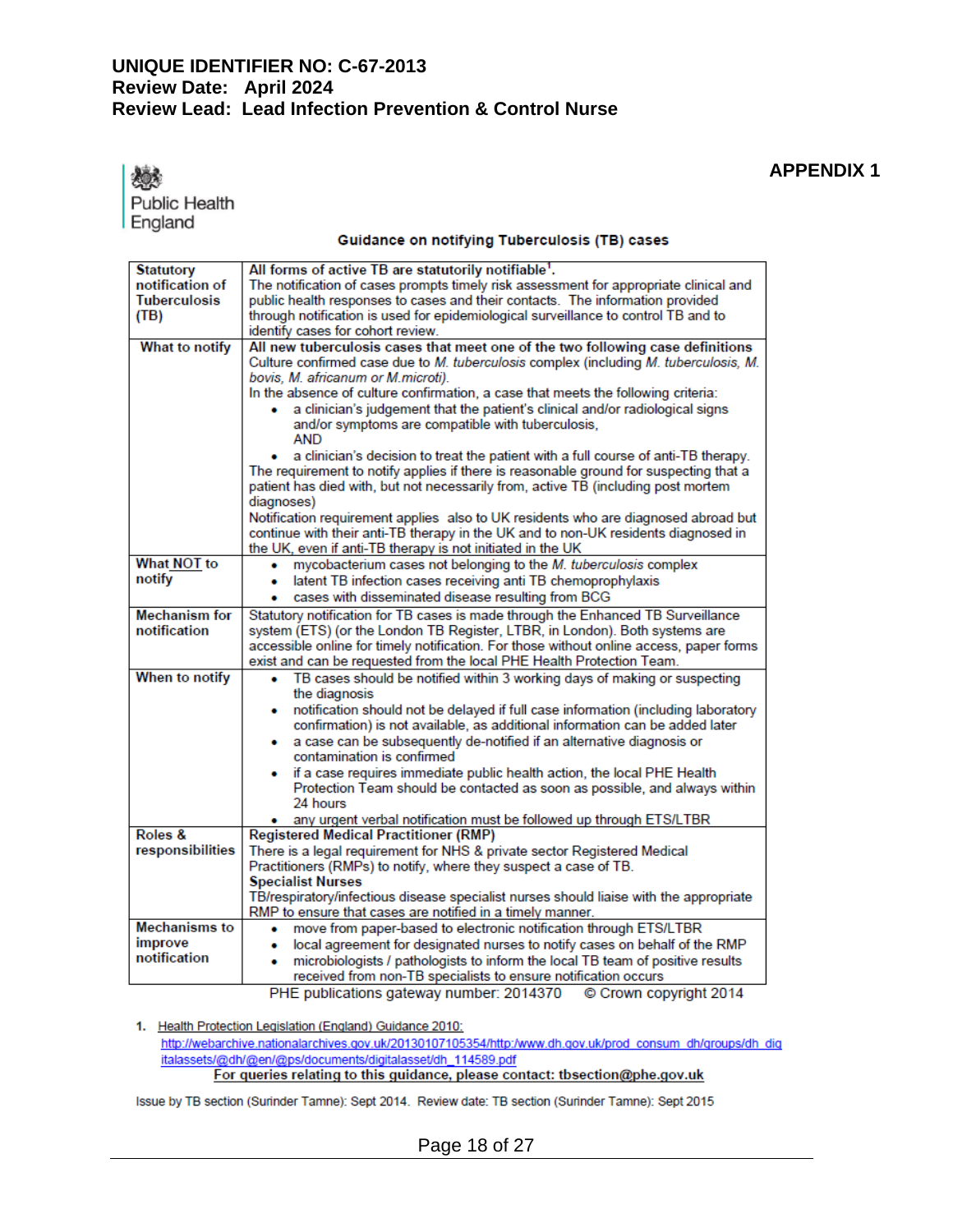**UNIQUE IDENTIFIER NO: C-67-2013**
**Review Date: April 2024**
**Review Lead: Lead Infection Prevention & Control Nurse**

Public Health England

**APPENDIX 1**

**Guidance on notifying Tuberculosis (TB) cases**

| | |
|---|---|
| **Statutory notification of Tuberculosis (TB)** | **All forms of active TB are statutorily notifiable[1].** The notification of cases prompts timely risk assessment for appropriate clinical and public health responses to cases and their contacts. The information provided through notification is used for epidemiological surveillance to control TB and to identify cases for cohort review. |
| **What to notify** | **All new tuberculosis cases that meet one of the two following case definitions** Culture confirmed case due to *M. tuberculosis* complex (including *M. tuberculosis, M. bovis, M. africanum or M.microti).* In the absence of culture confirmation, a case that meets the following criteria: <br>• a clinician's judgement that the patient's clinical and/or radiological signs and/or symptoms are compatible with tuberculosis, AND <br>• a clinician's decision to treat the patient with a full course of anti-TB therapy. <br>The requirement to notify applies if there is reasonable ground for suspecting that a patient has died with, but not necessarily from, active TB (including post mortem diagnoses) <br>Notification requirement applies also to UK residents who are diagnosed abroad but continue with their anti-TB therapy in the UK and to non-UK residents diagnosed in the UK, even if anti-TB therapy is not initiated in the UK |
| **What NOT to notify** | • mycobacterium cases not belonging to the *M. tuberculosis* complex <br>• latent TB infection cases receiving anti TB chemoprophylaxis <br>• cases with disseminated disease resulting from BCG |
| **Mechanism for notification** | Statutory notification for TB cases is made through the Enhanced TB Surveillance system (ETS) (or the London TB Register, LTBR, in London). Both systems are accessible online for timely notification. For those without online access, paper forms exist and can be requested from the local PHE Health Protection Team. |
| **When to notify** | • TB cases should be notified within 3 working days of making or suspecting the diagnosis <br>• notification should not be delayed if full case information (including laboratory confirmation) is not available, as additional information can be added later <br>• a case can be subsequently de-notified if an alternative diagnosis or contamination is confirmed <br>• if a case requires immediate public health action, the local PHE Health Protection Team should be contacted as soon as possible, and always within 24 hours <br>• any urgent verbal notification must be followed up through ETS/LTBR |
| **Roles & responsibilities** | **Registered Medical Practitioner (RMP)** <br>There is a legal requirement for NHS & private sector Registered Medical Practitioners (RMPs) to notify, where they suspect a case of TB. <br>**Specialist Nurses** <br>TB/respiratory/infectious disease specialist nurses should liaise with the appropriate RMP to ensure that cases are notified in a timely manner. |
| **Mechanisms to improve notification** | • move from paper-based to electronic notification through ETS/LTBR <br>• local agreement for designated nurses to notify cases on behalf of the RMP <br>• microbiologists / pathologists to inform the local TB team of positive results received from non-TB specialists to ensure notification occurs |

PHE publications gateway number: 2014370 © Crown copyright 2014

1. Health Protection Legislation (England) Guidance 2010: http://webarchive.nationalarchives.gov.uk/20130107105354/http:/www.dh.gov.uk/prod_consum_dh/groups/dh_digitalassets/@dh/@en/@ps/documents/digitalasset/dh_114589.pdf

**For queries relating to this guidance, please contact: tbsection@phe.gov.uk**

Issue by TB section (Surinder Tamne): Sept 2014. Review date: TB section (Surinder Tamne): Sept 2015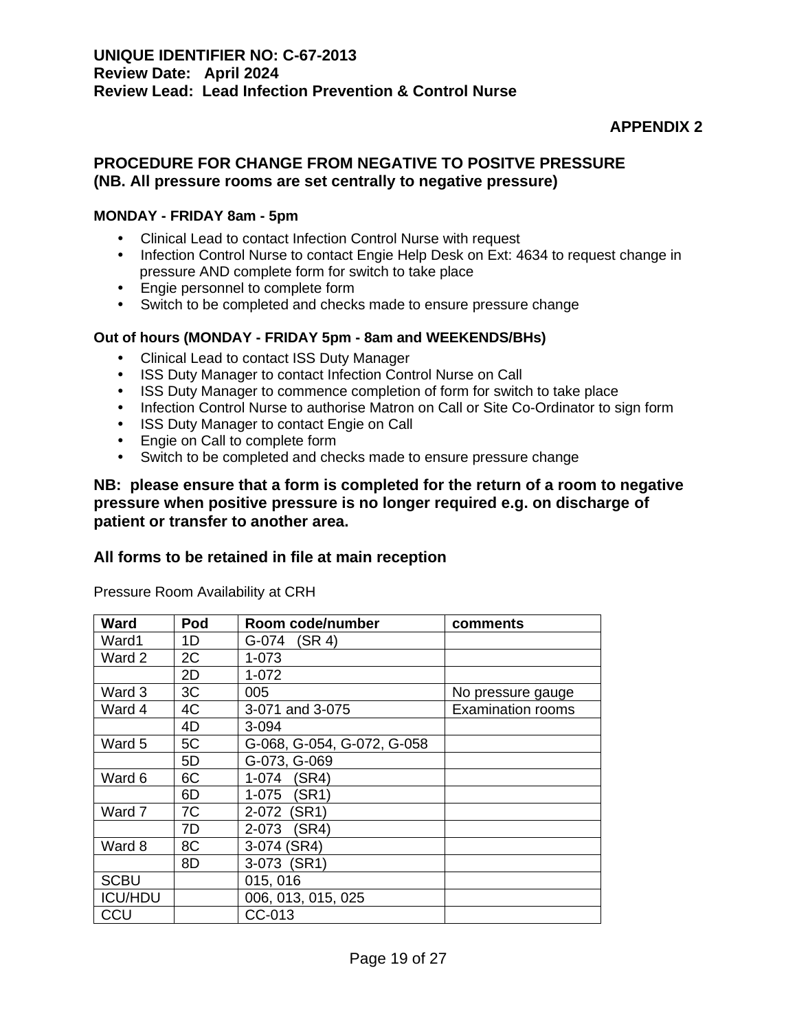**UNIQUE IDENTIFIER NO: C-67-2013**
**Review Date: April 2024**
**Review Lead: Lead Infection Prevention & Control Nurse**

**APPENDIX 2**

## PROCEDURE FOR CHANGE FROM NEGATIVE TO POSITVE PRESSURE (NB. All pressure rooms are set centrally to negative pressure)

**MONDAY - FRIDAY 8am - 5pm**

- Clinical Lead to contact Infection Control Nurse with request
- Infection Control Nurse to contact Engie Help Desk on Ext: 4634 to request change in pressure AND complete form for switch to take place
- Engie personnel to complete form
- Switch to be completed and checks made to ensure pressure change

**Out of hours (MONDAY - FRIDAY 5pm - 8am and WEEKENDS/BHs)**

- Clinical Lead to contact ISS Duty Manager
- ISS Duty Manager to contact Infection Control Nurse on Call
- ISS Duty Manager to commence completion of form for switch to take place
- Infection Control Nurse to authorise Matron on Call or Site Co-Ordinator to sign form
- ISS Duty Manager to contact Engie on Call
- Engie on Call to complete form
- Switch to be completed and checks made to ensure pressure change

**NB: please ensure that a form is completed for the return of a room to negative pressure when positive pressure is no longer required e.g. on discharge of patient or transfer to another area.**

**All forms to be retained in file at main reception**

Pressure Room Availability at CRH

| Ward | Pod | Room code/number | comments |
|---|---|---|---|
| Ward1 | 1D | G-074 (SR 4) | |
| Ward 2 | 2C | 1-073 | |
| | 2D | 1-072 | |
| Ward 3 | 3C | 005 | No pressure gauge |
| Ward 4 | 4C | 3-071 and 3-075 | Examination rooms |
| | 4D | 3-094 | |
| Ward 5 | 5C | G-068, G-054, G-072, G-058 | |
| | 5D | G-073, G-069 | |
| Ward 6 | 6C | 1-074 (SR4) | |
| | 6D | 1-075 (SR1) | |
| Ward 7 | 7C | 2-072 (SR1) | |
| | 7D | 2-073 (SR4) | |
| Ward 8 | 8C | 3-074 (SR4) | |
| | 8D | 3-073 (SR1) | |
| SCBU | | 015, 016 | |
| ICU/HDU | | 006, 013, 015, 025 | |
| CCU | | CC-013 | |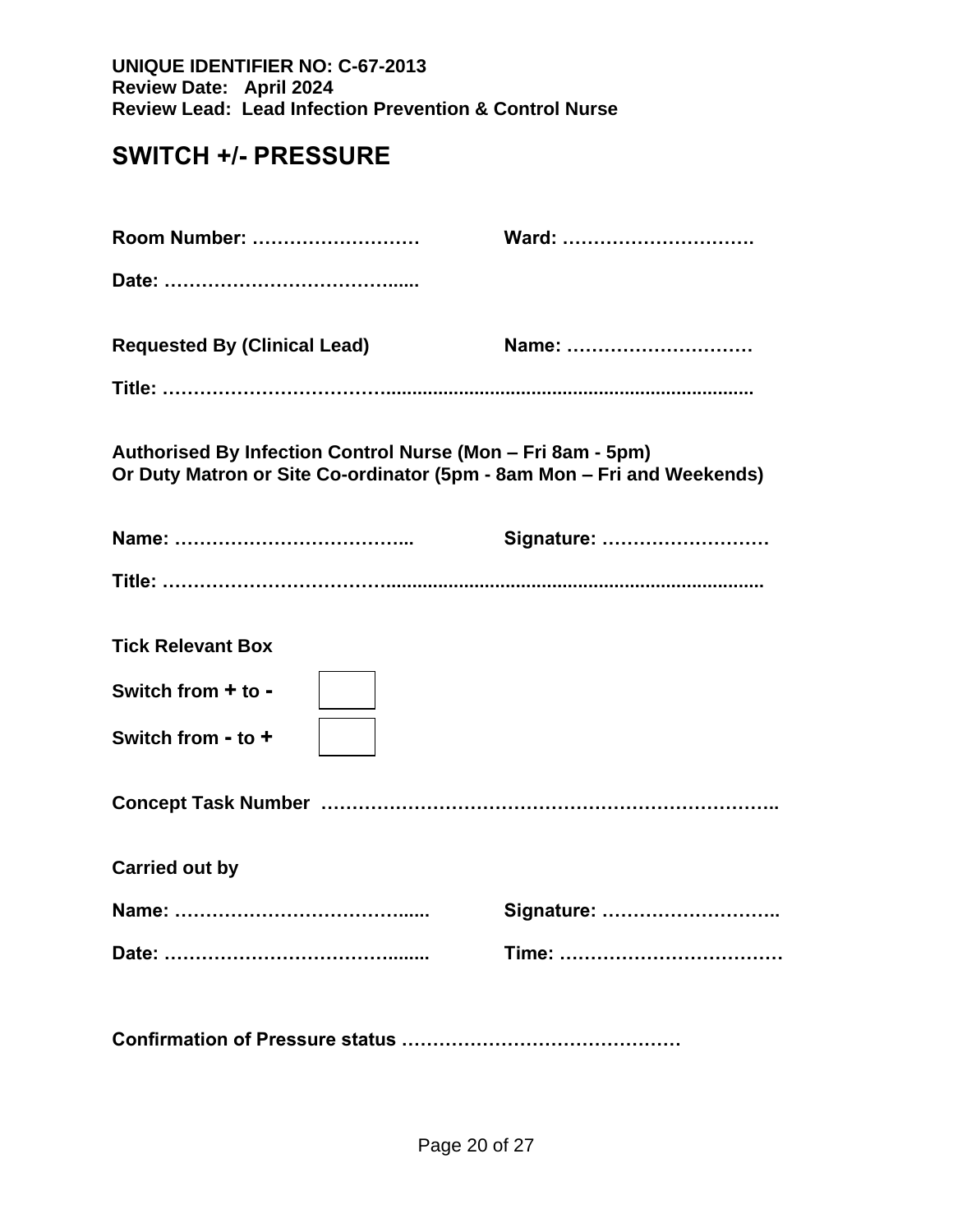**UNIQUE IDENTIFIER NO: C-67-2013**
**Review Date: April 2024**
**Review Lead: Lead Infection Prevention & Control Nurse**

# SWITCH +/- PRESSURE

**Room Number:** ……………………… **Ward:** ………………………….

**Date:** …………………………………......

**Requested By (Clinical Lead)** **Name:** …………………………

**Title:** ……………………………........................................................................

**Authorised By Infection Control Nurse (Mon – Fri 8am - 5pm)**
**Or Duty Matron or Site Co-ordinator (5pm - 8am Mon – Fri and Weekends)**

**Name:** ……………………………….. **Signature:** ………………………

**Title:** ……………………………..........................................................................

**Tick Relevant Box**

**Switch from + to -** ☐

**Switch from - to +** ☐

**Concept Task Number** ……………………………………………………………..

**Carried out by**

**Name:** …………………………………...... **Signature:** ………………………..

**Date:** …………………………………........ **Time:** ………………………………

**Confirmation of Pressure status** ………………………………………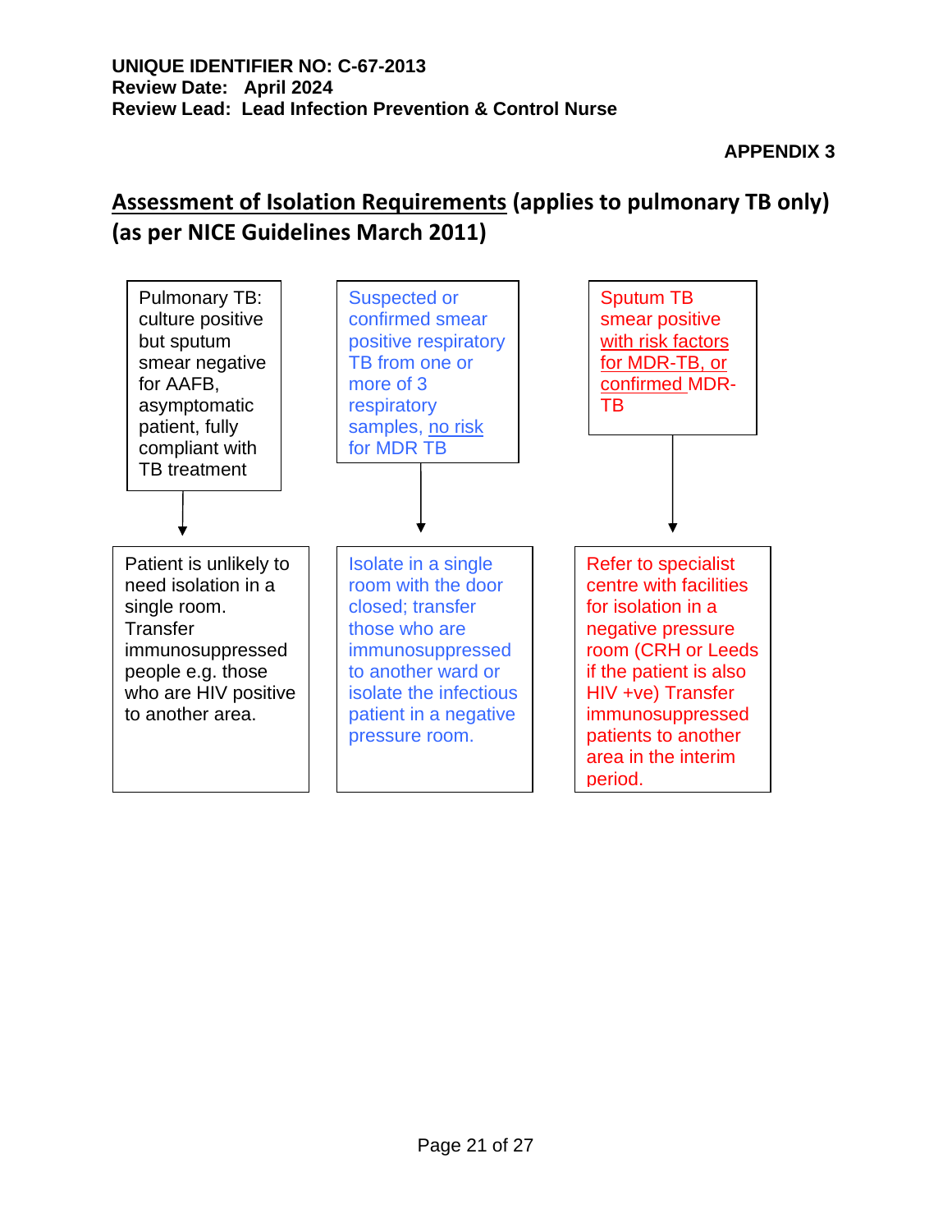**UNIQUE IDENTIFIER NO: C-67-2013**
**Review Date: April 2024**
**Review Lead: Lead Infection Prevention & Control Nurse**

**APPENDIX 3**

## Assessment of Isolation Requirements (applies to pulmonary TB only) (as per NICE Guidelines March 2011)

| Condition | Action |
|---|---|
| Pulmonary TB: culture positive but sputum smear negative for AAFB, asymptomatic patient, fully compliant with TB treatment | Patient is unlikely to need isolation in a single room. Transfer immunosuppressed people e.g. those who are HIV positive to another area. |
| Suspected or confirmed smear positive respiratory TB from one or more of 3 respiratory samples, no risk for MDR TB | Isolate in a single room with the door closed; transfer those who are immunosuppressed to another ward or isolate the infectious patient in a negative pressure room. |
| Sputum TB smear positive with risk factors for MDR-TB, or confirmed MDR-TB | Refer to specialist centre with facilities for isolation in a negative pressure room (CRH or Leeds if the patient is also HIV +ve) Transfer immunosuppressed patients to another area in the interim period. |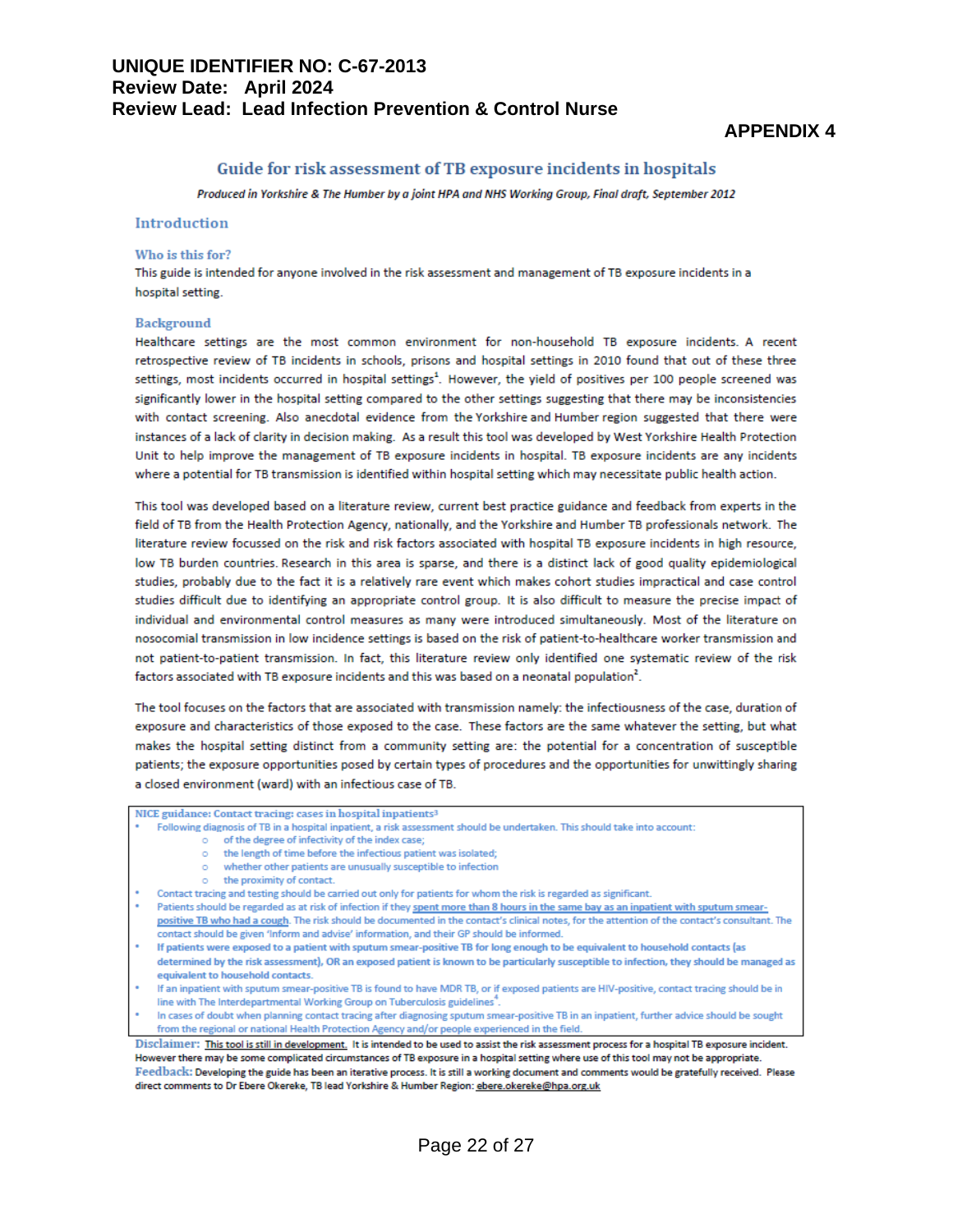**UNIQUE IDENTIFIER NO: C-67-2013**
**Review Date: April 2024**
**Review Lead: Lead Infection Prevention & Control Nurse**

**APPENDIX 4**

# Guide for risk assessment of TB exposure incidents in hospitals

*Produced in Yorkshire & The Humber by a joint HPA and NHS Working Group, Final draft, September 2012*

## Introduction

### Who is this for?

This guide is intended for anyone involved in the risk assessment and management of TB exposure incidents in a hospital setting.

### Background

Healthcare settings are the most common environment for non-household TB exposure incidents. A recent retrospective review of TB incidents in schools, prisons and hospital settings in 2010 found that out of these three settings, most incidents occurred in hospital settings[1]. However, the yield of positives per 100 people screened was significantly lower in the hospital setting compared to the other settings suggesting that there may be inconsistencies with contact screening. Also anecdotal evidence from the Yorkshire and Humber region suggested that there were instances of a lack of clarity in decision making. As a result this tool was developed by West Yorkshire Health Protection Unit to help improve the management of TB exposure incidents in hospital. TB exposure incidents are any incidents where a potential for TB transmission is identified within hospital setting which may necessitate public health action.

This tool was developed based on a literature review, current best practice guidance and feedback from experts in the field of TB from the Health Protection Agency, nationally, and the Yorkshire and Humber TB professionals network. The literature review focussed on the risk and risk factors associated with hospital TB exposure incidents in high resource, low TB burden countries. Research in this area is sparse, and there is a distinct lack of good quality epidemiological studies, probably due to the fact it is a relatively rare event which makes cohort studies impractical and case control studies difficult due to identifying an appropriate control group. It is also difficult to measure the precise impact of individual and environmental control measures as many were introduced simultaneously. Most of the literature on nosocomial transmission in low incidence settings is based on the risk of patient-to-healthcare worker transmission and not patient-to-patient transmission. In fact, this literature review only identified one systematic review of the risk factors associated with TB exposure incidents and this was based on a neonatal population[2].

The tool focuses on the factors that are associated with transmission namely: the infectiousness of the case, duration of exposure and characteristics of those exposed to the case. These factors are the same whatever the setting, but what makes the hospital setting distinct from a community setting are: the potential for a concentration of susceptible patients; the exposure opportunities posed by certain types of procedures and the opportunities for unwittingly sharing a closed environment (ward) with an infectious case of TB.

**NICE guidance: Contact tracing: cases in hospital inpatients[3]**

- Following diagnosis of TB in a hospital inpatient, a risk assessment should be undertaken. This should take into account:
  - of the degree of infectivity of the index case;
  - the length of time before the infectious patient was isolated;
  - whether other patients are unusually susceptible to infection
  - the proximity of contact.
- Contact tracing and testing should be carried out only for patients for whom the risk is regarded as significant.
- Patients should be regarded as at risk of infection if they spent more than 8 hours in the same bay as an inpatient with sputum smear-positive TB who had a cough. The risk should be documented in the contact's clinical notes, for the attention of the contact's consultant. The contact should be given 'Inform and advise' information, and their GP should be informed.
- **If patients were exposed to a patient with sputum smear-positive TB for long enough to be equivalent to household contacts (as determined by the risk assessment), OR an exposed patient is known to be particularly susceptible to infection, they should be managed as equivalent to household contacts.**
- If an inpatient with sputum smear-positive TB is found to have MDR TB, or if exposed patients are HIV-positive, contact tracing should be in line with The Interdepartmental Working Group on Tuberculosis guidelines[4].
- In cases of doubt when planning contact tracing after diagnosing sputum smear-positive TB in an inpatient, further advice should be sought from the regional or national Health Protection Agency and/or people experienced in the field.

**Disclaimer:** This tool is still in development. It is intended to be used to assist the risk assessment process for a hospital TB exposure incident. However there may be some complicated circumstances of TB exposure in a hospital setting where use of this tool may not be appropriate.

**Feedback:** Developing the guide has been an iterative process. It is still a working document and comments would be gratefully received. Please direct comments to Dr Ebere Okereke, TB lead Yorkshire & Humber Region: ebere.okereke@hpa.org.uk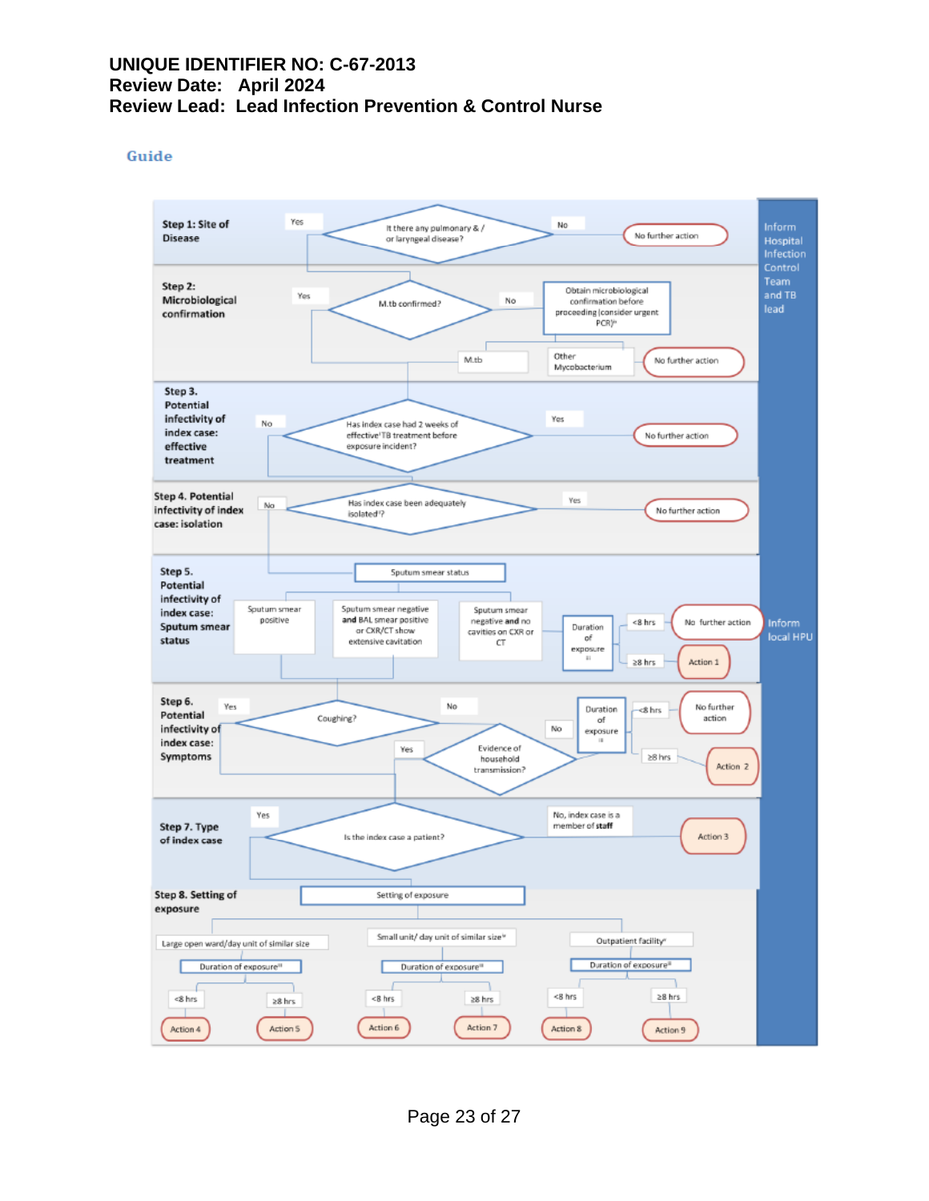UNIQUE IDENTIFIER NO: C-67-2013
Review Date: April 2024
Review Lead: Lead Infection Prevention & Control Nurse

## Guide

**Step 1: Site of Disease**

- Is there any pulmonary & / or laryngeal disease?
  - No → No further action
  - Yes → Step 2

**Step 2: Microbiological confirmation**

- M.tb confirmed?
  - No → Obtain microbiological confirmation before proceeding (consider urgent PCR)ⁱᵛ
    - M.tb → Step 3
    - Other Mycobacterium → No further action
  - Yes → Step 3

**Step 3. Potential infectivity of index case: effective treatment**

- Has index case had 2 weeks of effectiveⁱTB treatment before exposure incident?
  - Yes → No further action
  - No → Step 4

**Step 4. Potential infectivity of index case: isolation**

- Has index case been adequately isolatedⁱⁱ?
  - Yes → No further action
  - No → Step 5

**Step 5. Potential infectivity of index case: Sputum smear status**

- Sputum smear status
  - Sputum smear positive → Step 6
  - Sputum smear negative and BAL smear positive or CXR/CT show extensive cavitation → Step 6
  - Sputum smear negative and no cavities on CXR or CT → Duration of exposureⁱⁱⁱ
    - <8 hrs → No further action
    - ≥8 hrs → Action 1

**Step 6. Potential infectivity of index case: Symptoms**

- Coughing?
  - Yes → Step 7
  - No → Evidence of household transmission?
    - Yes → Step 7
    - No → Duration of exposureⁱⁱⁱ
      - <8 hrs → No further action
      - ≥8 hrs → Action 2

**Step 7. Type of index case**

- Is the index case a patient?
  - No, index case is a member of staff → Action 3
  - Yes → Step 8

**Step 8. Setting of exposure**

- Setting of exposure
  - Large open ward/day unit of similar size → Duration of exposureⁱⁱⁱ
    - <8 hrs → Action 4
    - ≥8 hrs → Action 5
  - Small unit/ day unit of similar sizeⁱᵛ → Duration of exposureⁱⁱⁱ
    - <8 hrs → Action 6
    - ≥8 hrs → Action 7
  - Outpatient facilityᵛ → Duration of exposureⁱⁱⁱ
    - <8 hrs → Action 8
    - ≥8 hrs → Action 9

Steps 1–4: Inform Hospital Infection Control Team and TB lead

Steps 5–8: Inform local HPU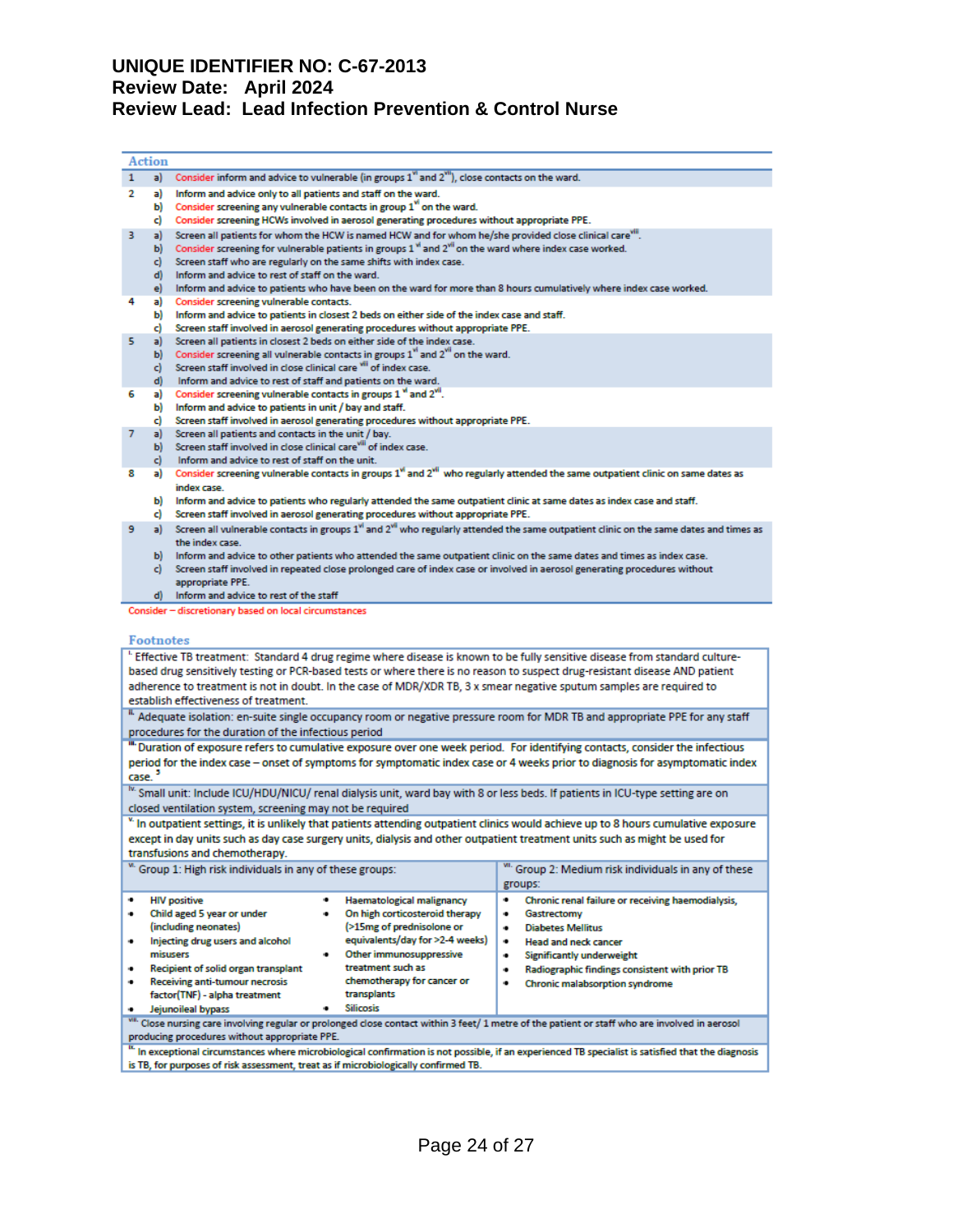**UNIQUE IDENTIFIER NO: C-67-2013**
**Review Date: April 2024**
**Review Lead: Lead Infection Prevention & Control Nurse**

| Action | | |
|---|---|---|
| 1 | a) | Consider inform and advice to vulnerable (in groups 1[vi] and 2[vii]), close contacts on the ward. |
| 2 | a) | Inform and advice only to all patients and staff on the ward. |
| | b) | Consider screening any vulnerable contacts in group 1[vi] on the ward. |
| | c) | Consider screening HCWs involved in aerosol generating procedures without appropriate PPE. |
| 3 | a) | Screen all patients for whom the HCW is named HCW and for whom he/she provided close clinical care[viii]. |
| | b) | Consider screening for vulnerable patients in groups 1[vi] and 2[vii] on the ward where index case worked. |
| | c) | Screen staff who are regularly on the same shifts with index case. |
| | d) | Inform and advice to rest of staff on the ward. |
| | e) | Inform and advice to patients who have been on the ward for more than 8 hours cumulatively where index case worked. |
| 4 | a) | Consider screening vulnerable contacts. |
| | b) | Inform and advice to patients in closest 2 beds on either side of the index case and staff. |
| | c) | Screen staff involved in aerosol generating procedures without appropriate PPE. |
| 5 | a) | Screen all patients in closest 2 beds on either side of the index case. |
| | b) | Consider screening all vulnerable contacts in groups 1[vi] and 2[vii] on the ward. |
| | c) | Screen staff involved in close clinical care[viii] of index case. |
| | d) | Inform and advice to rest of staff and patients on the ward. |
| 6 | a) | Consider screening vulnerable contacts in groups 1[vi] and 2[vii]. |
| | b) | Inform and advice to patients in unit / bay and staff. |
| | c) | Screen staff involved in aerosol generating procedures without appropriate PPE. |
| 7 | a) | Screen all patients and contacts in the unit / bay. |
| | b) | Screen staff involved in close clinical care[viii] of index case. |
| | c) | Inform and advice to rest of staff on the unit. |
| 8 | a) | Consider screening vulnerable contacts in groups 1[vi] and 2[vii] who regularly attended the same outpatient clinic on same dates as index case. |
| | b) | Inform and advice to patients who regularly attended the same outpatient clinic at same dates as index case and staff. |
| | c) | Screen staff involved in aerosol generating procedures without appropriate PPE. |
| 9 | a) | Screen all vulnerable contacts in groups 1[vi] and 2[vii] who regularly attended the same outpatient clinic on the same dates and times as the index case. |
| | b) | Inform and advice to other patients who attended the same outpatient clinic on the same dates and times as index case. |
| | c) | Screen staff involved in repeated close prolonged care of index case or involved in aerosol generating procedures without appropriate PPE. |
| | d) | Inform and advice to rest of the staff |

Consider – discretionary based on local circumstances

**Footnotes**

[i] Effective TB treatment: Standard 4 drug regime where disease is known to be fully sensitive disease from standard culture-based drug sensitivity testing or PCR-based tests or where there is no reason to suspect drug-resistant disease AND patient adherence to treatment is not in doubt. In the case of MDR/XDR TB, 3 x smear negative sputum samples are required to establish effectiveness of treatment.

[ii] Adequate isolation: en-suite single occupancy room or negative pressure room for MDR TB and appropriate PPE for any staff procedures for the duration of the infectious period

[iii] Duration of exposure refers to cumulative exposure over one week period. For identifying contacts, consider the infectious period for the index case – onset of symptoms for symptomatic index case or 4 weeks prior to diagnosis for asymptomatic index case.[5]

[iv] Small unit: Include ICU/HDU/NICU/ renal dialysis unit, ward bay with 8 or less beds. If patients in ICU-type setting are on closed ventilation system, screening may not be required

[v] In outpatient settings, it is unlikely that patients attending outpatient clinics would achieve up to 8 hours cumulative exposure except in day units such as day case surgery units, dialysis and other outpatient treatment units such as might be used for transfusions and chemotherapy.

| [vi] Group 1: High risk individuals in any of these groups: | | [vii] Group 2: Medium risk individuals in any of these groups: |
|---|---|---|
| • HIV positive<br>• Child aged 5 year or under (including neonates)<br>• Injecting drug users and alcohol misusers<br>• Recipient of solid organ transplant<br>• Receiving anti-tumour necrosis factor(TNF) - alpha treatment<br>• Jejunoileal bypass | • Haematological malignancy<br>• On high corticosteroid therapy (>15mg of prednisolone or equivalents/day for >2-4 weeks)<br>• Other immunosuppressive treatment such as chemotherapy for cancer or transplants<br>• Silicosis | • Chronic renal failure or receiving haemodialysis,<br>• Gastrectomy<br>• Diabetes Mellitus<br>• Head and neck cancer<br>• Significantly underweight<br>• Radiographic findings consistent with prior TB<br>• Chronic malabsorption syndrome |

[viii] Close nursing care involving regular or prolonged close contact within 3 feet/ 1 metre of the patient or staff who are involved in aerosol producing procedures without appropriate PPE.

[ix] In exceptional circumstances where microbiological confirmation is not possible, if an experienced TB specialist is satisfied that the diagnosis is TB, for purposes of risk assessment, treat as if microbiologically confirmed TB.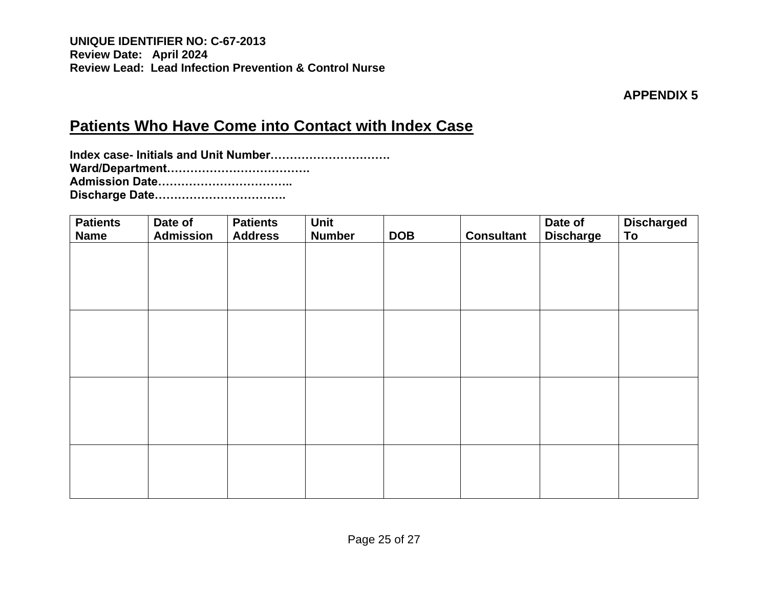**UNIQUE IDENTIFIER NO: C-67-2013**
**Review Date: April 2024**
**Review Lead: Lead Infection Prevention & Control Nurse**

**APPENDIX 5**

## Patients Who Have Come into Contact with Index Case

**Index case- Initials and Unit Number………………………….**
**Ward/Department……………………………….**
**Admission Date……………………………..**
**Discharge Date…………………………….**

| Patients Name | Date of Admission | Patients Address | Unit Number | DOB | Consultant | Date of Discharge | Discharged To |
|---|---|---|---|---|---|---|---|
| | | | | | | | |
| | | | | | | | |
| | | | | | | | |
| | | | | | | | |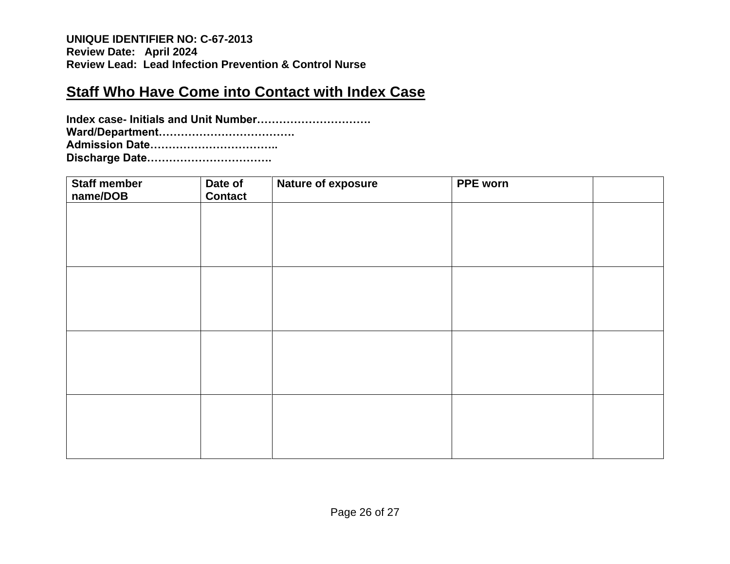**UNIQUE IDENTIFIER NO: C-67-2013**
**Review Date: April 2024**
**Review Lead: Lead Infection Prevention & Control Nurse**

## Staff Who Have Come into Contact with Index Case

**Index case- Initials and Unit Number………………………….**
**Ward/Department………………………………**
**Admission Date……………………………..**
**Discharge Date…………………………….**

| Staff member name/DOB | Date of Contact | Nature of exposure | PPE worn | |
|---|---|---|---|---|
| | | | | |
| | | | | |
| | | | | |
| | | | | |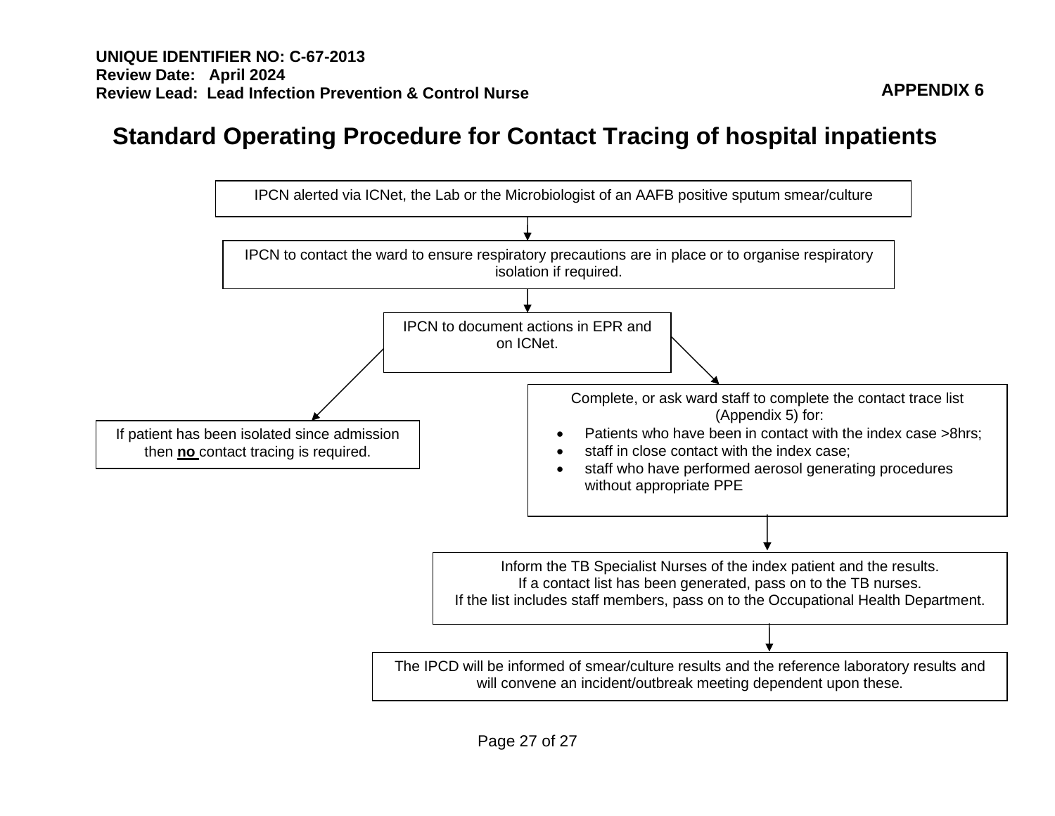**UNIQUE IDENTIFIER NO: C-67-2013**
**Review Date: April 2024**
**Review Lead: Lead Infection Prevention & Control Nurse**

**APPENDIX 6**

# Standard Operating Procedure for Contact Tracing of hospital inpatients

IPCN alerted via ICNet, the Lab or the Microbiologist of an AAFB positive sputum smear/culture

IPCN to contact the ward to ensure respiratory precautions are in place or to organise respiratory isolation if required.

IPCN to document actions in EPR and on ICNet.

If patient has been isolated since admission then **no** contact tracing is required.

Complete, or ask ward staff to complete the contact trace list (Appendix 5) for:

- Patients who have been in contact with the index case >8hrs;
- staff in close contact with the index case;
- staff who have performed aerosol generating procedures without appropriate PPE

Inform the TB Specialist Nurses of the index patient and the results.
If a contact list has been generated, pass on to the TB nurses.
If the list includes staff members, pass on to the Occupational Health Department.

The IPCD will be informed of smear/culture results and the reference laboratory results and will convene an incident/outbreak meeting dependent upon these.